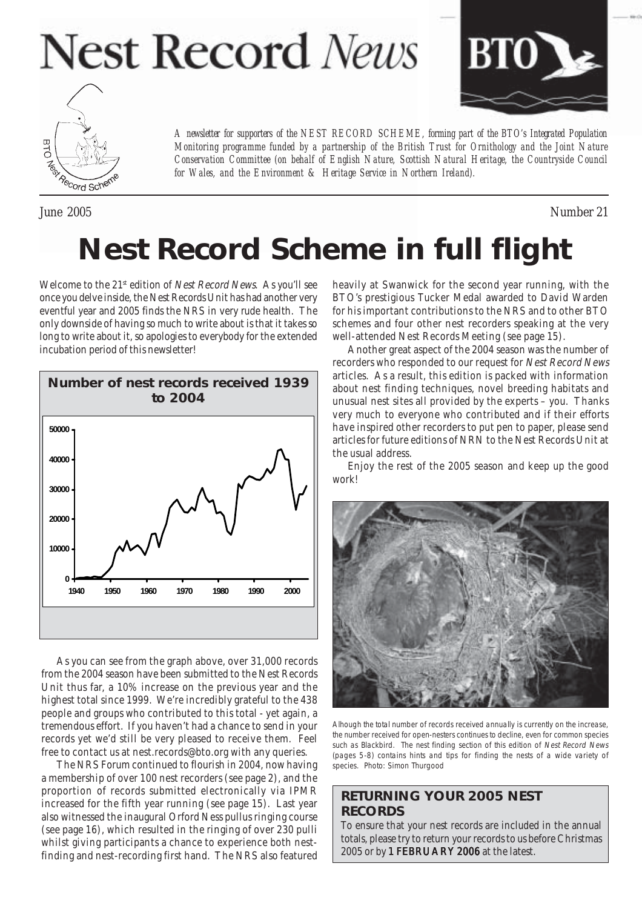# Nest Record *News*

*A newsletter for supporters of the NEST RECORD SCHEME, forming part of the BTO's Integrated Population Monitoring programme funded by a partnership of the British Trust for Ornithology and the Joint Nature Conservation Committee (on behalf of English Nature, Scottish Natural Heritage, the Countryside Council for Wales, and the Environment & Heritage Service in Northern Ireland).*

June 2005 — Number 21

# Nest Record Scheme in full flight

Welcome to the 21st edition of *Nest Record News*. As you'll see once you delve inside, the Nest Records Unit has had another very eventful year and 2005 finds the NRS in very rude health. The only downside of having so much to write about is that it takes so long to write about it, so apologies to everybody for the extended incubation period of this newsletter!

**Number of nest records received 1939 to 2004**

As you can see from the graph above, over 31,000 records from the 2004 season have been submitted to the Nest Records Unit thus far, a 10% increase on the previous year and the highest total since 1999. We're incredibly grateful to the 438 people and groups who contributed to this total - yet again, a tremendous effort. If you haven't had a chance to send in your records yet we'd still be very pleased to receive them. Feel free to contact us at nest.records@bto.org with any queries.

The NRS Forum continued to flourish in 2004, now having a membership of over 100 nest recorders (see page 2), and the proportion of records submitted electronically via IPMR increased for the fifth year running (see page 15). Last year also witnessed the inaugural Orford Ness pullus ringing course (see page 16), which resulted in the ringing of over 230 pulli whilst giving participants a chance to experience both nest-finding and nest-recording first hand. The NRS also featured heavily at Swanwick for the second year running, with the BTO's prestigious Tucker Medal awarded to David Warden for his important contributions to the NRS and to other BTO schemes and four other nest recorders speaking at the very well-attended Nest Records Meeting (see page 15).

Another great aspect of the 2004 season was the number of recorders who responded to our request for *Nest Record News* articles. As a result, this edition is packed with information about nest finding techniques, novel breeding habitats and unusual nest sites all provided by the experts – you. Thanks very much to everyone who contributed and if their efforts have inspired other recorders to put pen to paper, please send articles for future editions of NRN to the Nest Records Unit at the usual address.

Enjoy the rest of the 2005 season and keep up the good work!

Alhough the total number of records received annually is currently on the increase, the number received for open-nesters continues to decline, even for common species such as Blackbird. The nest finding section of this edition of *Nest Record News* (pages 5-8) contains hints and tips for finding the nests of a wide variety of species. Photo: Simon Thurgood

## RETURNING YOUR 2005 NEST RECORDS

To ensure that your nest records are included in the annual totals, please try to return your records to us before Christmas 2005 or by **1 FEBRUARY 2006** at the latest.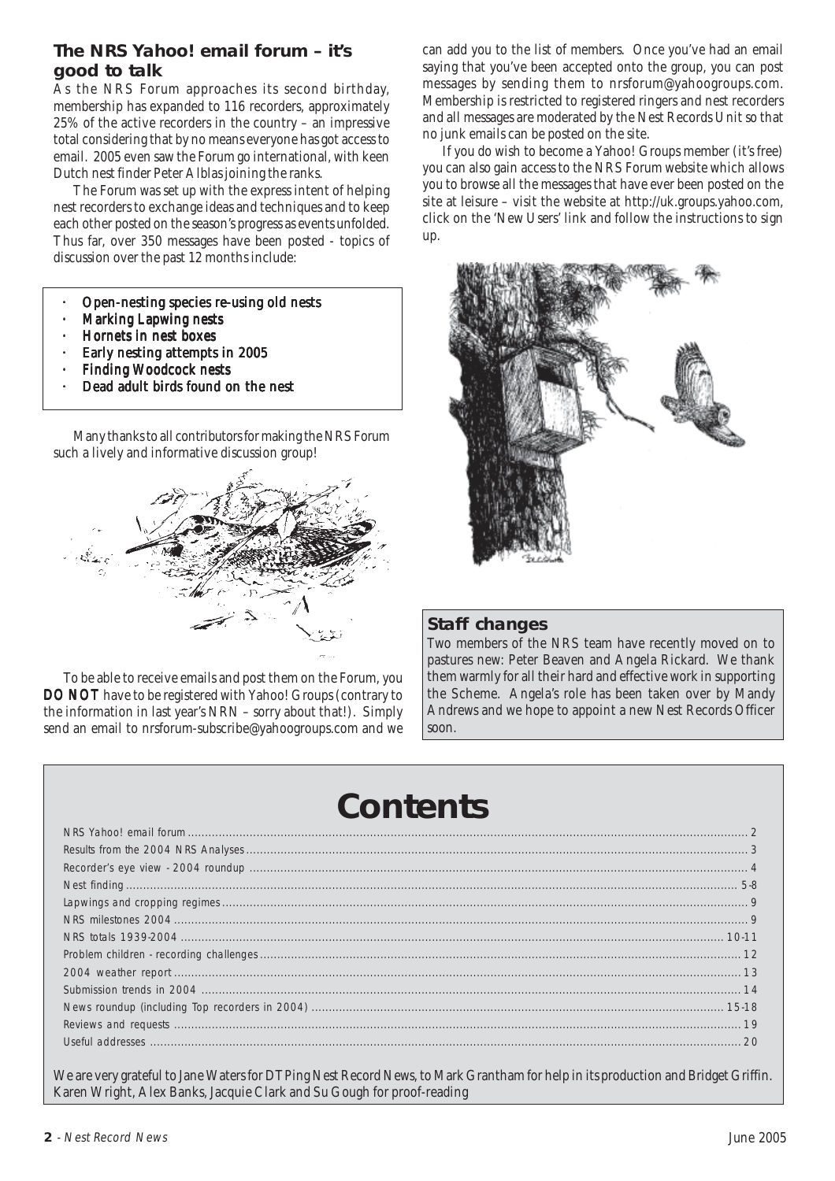## The NRS Yahoo! email forum – it's good to talk

As the NRS Forum approaches its second birthday, membership has expanded to 116 recorders, approximately 25% of the active recorders in the country – an impressive total considering that by no means everyone has got access to email. 2005 even saw the Forum go international, with keen Dutch nest finder Peter Alblas joining the ranks.

The Forum was set up with the express intent of helping nest recorders to exchange ideas and techniques and to keep each other posted on the season's progress as events unfolded. Thus far, over 350 messages have been posted - topics of discussion over the past 12 months include:

- Open-nesting species re-using old nests
- Marking Lapwing nests
- Hornets in nest boxes
- Early nesting attempts in 2005
- Finding Woodcock nests
- Dead adult birds found on the nest

Many thanks to all contributors for making the NRS Forum such a lively and informative discussion group!

To be able to receive emails and post them on the Forum, you **DO NOT** have to be registered with Yahoo! Groups (contrary to the information in last year's NRN – sorry about that!). Simply send an email to nrsforum-subscribe@yahoogroups.com and we can add you to the list of members. Once you've had an email saying that you've been accepted onto the group, you can post messages by sending them to nrsforum@yahoogroups.com. Membership is restricted to registered ringers and nest recorders and all messages are moderated by the Nest Records Unit so that no junk emails can be posted on the site.

If you do wish to become a Yahoo! Groups member (it's free) you can also gain access to the NRS Forum website which allows you to browse all the messages that have ever been posted on the site at leisure – visit the website at http://uk.groups.yahoo.com, click on the 'New Users' link and follow the instructions to sign up.

## Staff changes

Two members of the NRS team have recently moved on to pastures new: Peter Beaven and Angela Rickard. We thank them warmly for all their hard and effective work in supporting the Scheme. Angela's role has been taken over by Mandy Andrews and we hope to appoint a new Nest Records Officer soon.

# Contents

| | |
|---|---|
| NRS Yahoo! email forum | 2 |
| Results from the 2004 NRS Analyses | 3 |
| Recorder's eye view - 2004 roundup | 4 |
| Nest finding | 5-8 |
| Lapwings and cropping regimes | 9 |
| NRS milestones 2004 | 9 |
| NRS totals 1939-2004 | 10-11 |
| Problem children - recording challenges | 12 |
| 2004 weather report | 13 |
| Submission trends in 2004 | 14 |
| News roundup (including Top recorders in 2004) | 15-18 |
| Reviews and requests | 19 |
| Useful addresses | 20 |

We are very grateful to Jane Waters for DTPing Nest Record News, to Mark Grantham for help in its production and Bridget Griffin. Karen Wright, Alex Banks, Jacquie Clark and Su Gough for proof-reading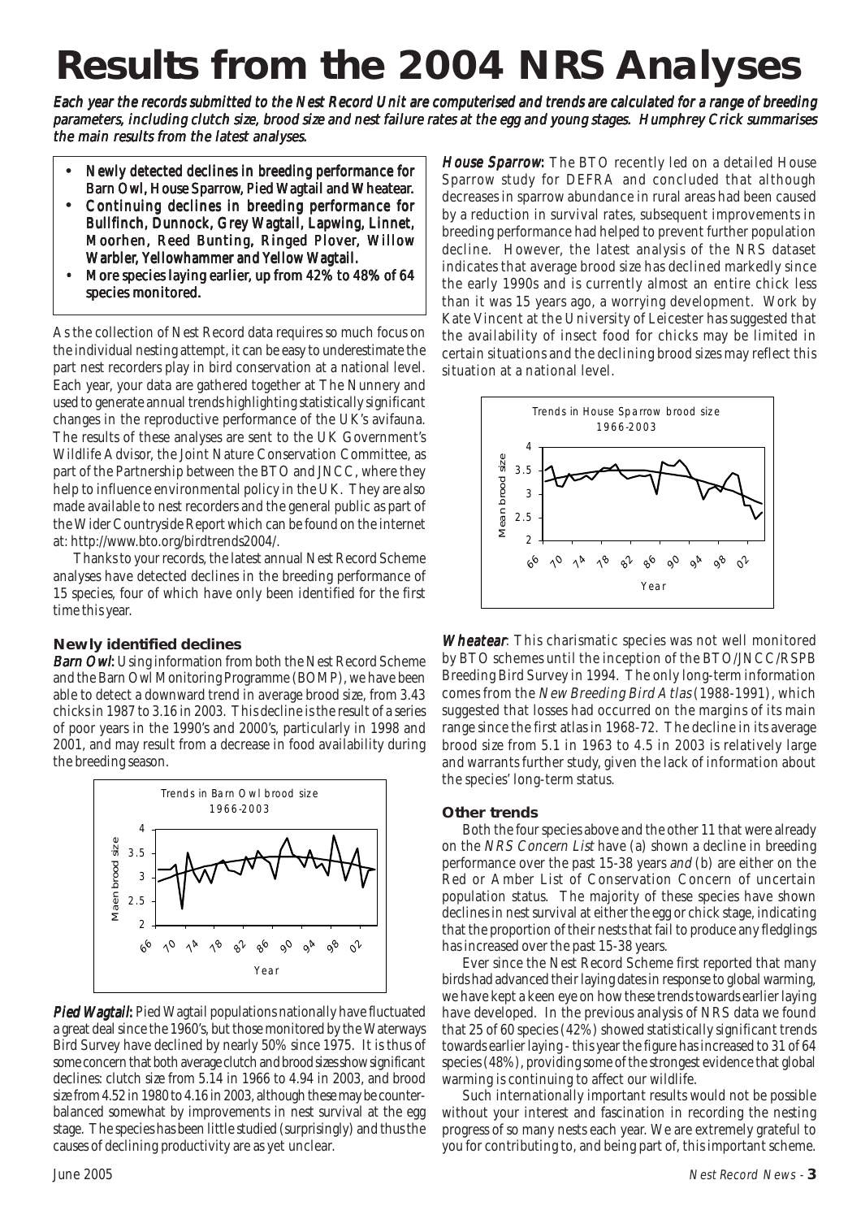# Results from the 2004 NRS Analyses

*Each year the records submitted to the Nest Record Unit are computerised and trends are calculated for a range of breeding parameters, including clutch size, brood size and nest failure rates at the egg and young stages. Humphrey Crick summarises the main results from the latest analyses.*

- **Newly detected declines in breeding performance for Barn Owl, House Sparrow, Pied Wagtail and Wheatear.**
- **Continuing declines in breeding performance for Bullfinch, Dunnock, Grey Wagtail, Lapwing, Linnet, Moorhen, Reed Bunting, Ringed Plover, Willow Warbler, Yellowhammer and Yellow Wagtail.**
- **More species laying earlier, up from 42% to 48% of 64 species monitored.**

As the collection of Nest Record data requires so much focus on the individual nesting attempt, it can be easy to underestimate the part nest recorders play in bird conservation at a national level. Each year, your data are gathered together at The Nunnery and used to generate annual trends highlighting statistically significant changes in the reproductive performance of the UK's avifauna. The results of these analyses are sent to the UK Government's Wildlife Advisor, the Joint Nature Conservation Committee, as part of the Partnership between the BTO and JNCC, where they help to influence environmental policy in the UK. They are also made available to nest recorders and the general public as part of the Wider Countryside Report which can be found on the internet at: http://www.bto.org/birdtrends2004/.

Thanks to your records, the latest annual Nest Record Scheme analyses have detected declines in the breeding performance of 15 species, four of which have only been identified for the first time this year.

### Newly identified declines

***Barn Owl***: Using information from both the Nest Record Scheme and the Barn Owl Monitoring Programme (BOMP), we have been able to detect a downward trend in average brood size, from 3.43 chicks in 1987 to 3.16 in 2003. This decline is the result of a series of poor years in the 1990's and 2000's, particularly in 1998 and 2001, and may result from a decrease in food availability during the breeding season.

Trends in Barn Owl brood size 1966-2003

***Pied Wagtail***: Pied Wagtail populations nationally have fluctuated a great deal since the 1960's, but those monitored by the Waterways Bird Survey have declined by nearly 50% since 1975. It is thus of some concern that both average clutch and brood sizes show significant declines: clutch size from 5.14 in 1966 to 4.94 in 2003, and brood size from 4.52 in 1980 to 4.16 in 2003, although these may be counter-balanced somewhat by improvements in nest survival at the egg stage. The species has been little studied (surprisingly) and thus the causes of declining productivity are as yet unclear.

***House Sparrow***: The BTO recently led on a detailed House Sparrow study for DEFRA and concluded that although decreases in sparrow abundance in rural areas had been caused by a reduction in survival rates, subsequent improvements in breeding performance had helped to prevent further population decline. However, the latest analysis of the NRS dataset indicates that average brood size has declined markedly since the early 1990s and is currently almost an entire chick less than it was 15 years ago, a worrying development. Work by Kate Vincent at the University of Leicester has suggested that the availability of insect food for chicks may be limited in certain situations and the declining brood sizes may reflect this situation at a national level.

Trends in House Sparrow brood size 1966-2003

***Wheatear***: This charismatic species was not well monitored by BTO schemes until the inception of the BTO/JNCC/RSPB Breeding Bird Survey in 1994. The only long-term information comes from the *New Breeding Bird Atlas* (1988-1991), which suggested that losses had occurred on the margins of its main range since the first atlas in 1968-72. The decline in its average brood size from 5.1 in 1963 to 4.5 in 2003 is relatively large and warrants further study, given the lack of information about the species' long-term status.

### Other trends

Both the four species above and the other 11 that were already on the *NRS Concern List* have (a) shown a decline in breeding performance over the past 15-38 years *and* (b) are either on the Red or Amber List of Conservation Concern of uncertain population status. The majority of these species have shown declines in nest survival at either the egg or chick stage, indicating that the proportion of their nests that fail to produce any fledglings has increased over the past 15-38 years.

Ever since the Nest Record Scheme first reported that many birds had advanced their laying dates in response to global warming, we have kept a keen eye on how these trends towards earlier laying have developed. In the previous analysis of NRS data we found that 25 of 60 species (42%) showed statistically significant trends towards earlier laying - this year the figure has increased to 31 of 64 species (48%), providing some of the strongest evidence that global warming is continuing to affect our wildlife.

Such internationally important results would not be possible without your interest and fascination in recording the nesting progress of so many nests each year. We are extremely grateful to you for contributing to, and being part of, this important scheme.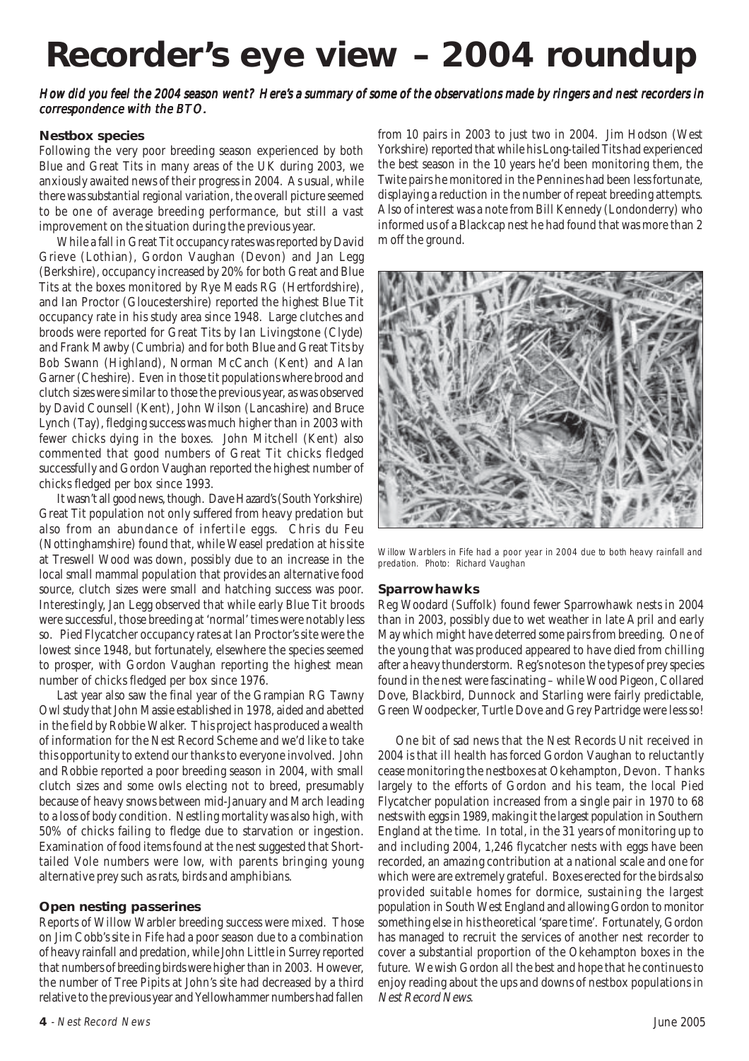# Recorder's eye view – 2004 roundup

*How did you feel the 2004 season went? Here's a summary of some of the observations made by ringers and nest recorders in correspondence with the BTO.*

### Nestbox species

Following the very poor breeding season experienced by both Blue and Great Tits in many areas of the UK during 2003, we anxiously awaited news of their progress in 2004. As usual, while there was substantial regional variation, the overall picture seemed to be one of average breeding performance, but still a vast improvement on the situation during the previous year.

While a fall in Great Tit occupancy rates was reported by David Grieve (Lothian), Gordon Vaughan (Devon) and Jan Legg (Berkshire), occupancy increased by 20% for both Great and Blue Tits at the boxes monitored by Rye Meads RG (Hertfordshire), and Ian Proctor (Gloucestershire) reported the highest Blue Tit occupancy rate in his study area since 1948. Large clutches and broods were reported for Great Tits by Ian Livingstone (Clyde) and Frank Mawby (Cumbria) and for both Blue and Great Tits by Bob Swann (Highland), Norman McCanch (Kent) and Alan Garner (Cheshire). Even in those tit populations where brood and clutch sizes were similar to those the previous year, as was observed by David Counsell (Kent), John Wilson (Lancashire) and Bruce Lynch (Tay), fledging success was much higher than in 2003 with fewer chicks dying in the boxes. John Mitchell (Kent) also commented that good numbers of Great Tit chicks fledged successfully and Gordon Vaughan reported the highest number of chicks fledged per box since 1993.

It wasn't all good news, though. Dave Hazard's (South Yorkshire) Great Tit population not only suffered from heavy predation but also from an abundance of infertile eggs. Chris du Feu (Nottinghamshire) found that, while Weasel predation at his site at Treswell Wood was down, possibly due to an increase in the local small mammal population that provides an alternative food source, clutch sizes were small and hatching success was poor. Interestingly, Jan Legg observed that while early Blue Tit broods were successful, those breeding at 'normal' times were notably less so. Pied Flycatcher occupancy rates at Ian Proctor's site were the lowest since 1948, but fortunately, elsewhere the species seemed to prosper, with Gordon Vaughan reporting the highest mean number of chicks fledged per box since 1976.

Last year also saw the final year of the Grampian RG Tawny Owl study that John Massie established in 1978, aided and abetted in the field by Robbie Walker. This project has produced a wealth of information for the Nest Record Scheme and we'd like to take this opportunity to extend our thanks to everyone involved. John and Robbie reported a poor breeding season in 2004, with small clutch sizes and some owls electing not to breed, presumably because of heavy snows between mid-January and March leading to a loss of body condition. Nestling mortality was also high, with 50% of chicks failing to fledge due to starvation or ingestion. Examination of food items found at the nest suggested that Short-tailed Vole numbers were low, with parents bringing young alternative prey such as rats, birds and amphibians.

### Open nesting passerines

Reports of Willow Warbler breeding success were mixed. Those on Jim Cobb's site in Fife had a poor season due to a combination of heavy rainfall and predation, while John Little in Surrey reported that numbers of breeding birds were higher than in 2003. However, the number of Tree Pipits at John's site had decreased by a third relative to the previous year and Yellowhammer numbers had fallen from 10 pairs in 2003 to just two in 2004. Jim Hodson (West Yorkshire) reported that while his Long-tailed Tits had experienced the best season in the 10 years he'd been monitoring them, the Twite pairs he monitored in the Pennines had been less fortunate, displaying a reduction in the number of repeat breeding attempts. Also of interest was a note from Bill Kennedy (Londonderry) who informed us of a Blackcap nest he had found that was more than 2 m off the ground.

Willow Warblers in Fife had a poor year in 2004 due to both heavy rainfall and predation. Photo: Richard Vaughan

### Sparrowhawks

Reg Woodard (Suffolk) found fewer Sparrowhawk nests in 2004 than in 2003, possibly due to wet weather in late April and early May which might have deterred some pairs from breeding. One of the young that was produced appeared to have died from chilling after a heavy thunderstorm. Reg's notes on the types of prey species found in the nest were fascinating – while Wood Pigeon, Collared Dove, Blackbird, Dunnock and Starling were fairly predictable, Green Woodpecker, Turtle Dove and Grey Partridge were less so!

One bit of sad news that the Nest Records Unit received in 2004 is that ill health has forced Gordon Vaughan to reluctantly cease monitoring the nestboxes at Okehampton, Devon. Thanks largely to the efforts of Gordon and his team, the local Pied Flycatcher population increased from a single pair in 1970 to 68 nests with eggs in 1989, making it the largest population in Southern England at the time. In total, in the 31 years of monitoring up to and including 2004, 1,246 flycatcher nests with eggs have been recorded, an amazing contribution at a national scale and one for which were are extremely grateful. Boxes erected for the birds also provided suitable homes for dormice, sustaining the largest population in South West England and allowing Gordon to monitor something else in his theoretical 'spare time'. Fortunately, Gordon has managed to recruit the services of another nest recorder to cover a substantial proportion of the Okehampton boxes in the future. We wish Gordon all the best and hope that he continues to enjoy reading about the ups and downs of nestbox populations in *Nest Record News*.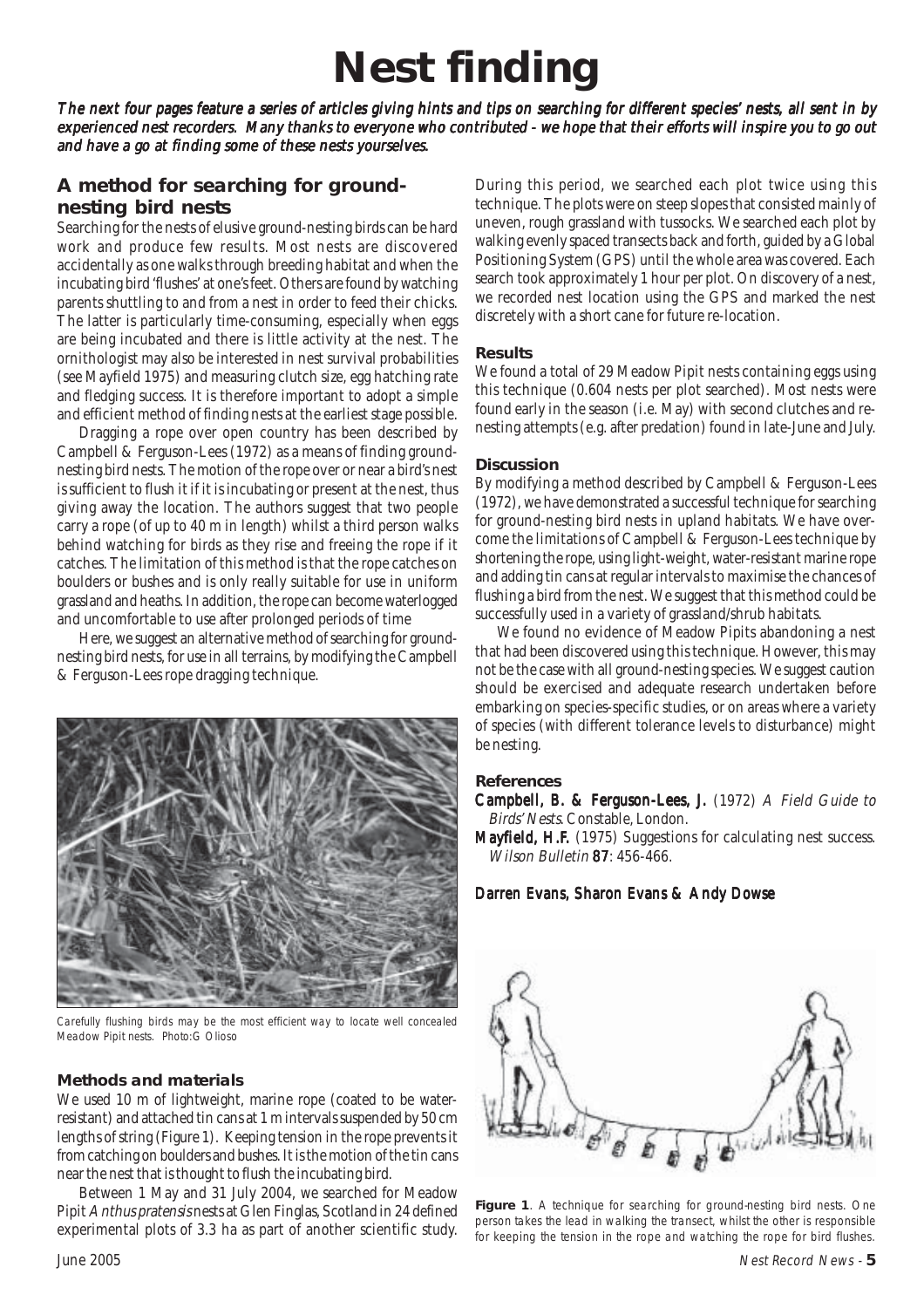# Nest finding

*The next four pages feature a series of articles giving hints and tips on searching for different species' nests, all sent in by experienced nest recorders. Many thanks to everyone who contributed - we hope that their efforts will inspire you to go out and have a go at finding some of these nests yourselves.*

## A method for searching for ground-nesting bird nests

Searching for the nests of elusive ground-nesting birds can be hard work and produce few results. Most nests are discovered accidentally as one walks through breeding habitat and when the incubating bird 'flushes' at one's feet. Others are found by watching parents shuttling to and from a nest in order to feed their chicks. The latter is particularly time-consuming, especially when eggs are being incubated and there is little activity at the nest. The ornithologist may also be interested in nest survival probabilities (see Mayfield 1975) and measuring clutch size, egg hatching rate and fledging success. It is therefore important to adopt a simple and efficient method of finding nests at the earliest stage possible.

Dragging a rope over open country has been described by Campbell & Ferguson-Lees (1972) as a means of finding ground-nesting bird nests. The motion of the rope over or near a bird's nest is sufficient to flush it if it is incubating or present at the nest, thus giving away the location. The authors suggest that two people carry a rope (of up to 40 m in length) whilst a third person walks behind watching for birds as they rise and freeing the rope if it catches. The limitation of this method is that the rope catches on boulders or bushes and is only really suitable for use in uniform grassland and heaths. In addition, the rope can become waterlogged and uncomfortable to use after prolonged periods of time

Here, we suggest an alternative method of searching for ground-nesting bird nests, for use in all terrains, by modifying the Campbell & Ferguson-Lees rope dragging technique.

*Carefully flushing birds may be the most efficient way to locate well concealed Meadow Pipit nests. Photo:G Olioso*

### Methods and materials

We used 10 m of lightweight, marine rope (coated to be water-resistant) and attached tin cans at 1 m intervals suspended by 50 cm lengths of string (Figure 1). Keeping tension in the rope prevents it from catching on boulders and bushes. It is the motion of the tin cans near the nest that is thought to flush the incubating bird.

Between 1 May and 31 July 2004, we searched for Meadow Pipit *Anthus pratensis* nests at Glen Finglas, Scotland in 24 defined experimental plots of 3.3 ha as part of another scientific study. During this period, we searched each plot twice using this technique. The plots were on steep slopes that consisted mainly of uneven, rough grassland with tussocks. We searched each plot by walking evenly spaced transects back and forth, guided by a Global Positioning System (GPS) until the whole area was covered. Each search took approximately 1 hour per plot. On discovery of a nest, we recorded nest location using the GPS and marked the nest discretely with a short cane for future re-location.

### Results

We found a total of 29 Meadow Pipit nests containing eggs using this technique (0.604 nests per plot searched). Most nests were found early in the season (i.e. May) with second clutches and re-nesting attempts (e.g. after predation) found in late-June and July.

### Discussion

By modifying a method described by Campbell & Ferguson-Lees (1972), we have demonstrated a successful technique for searching for ground-nesting bird nests in upland habitats. We have overcome the limitations of Campbell & Ferguson-Lees technique by shortening the rope, using light-weight, water-resistant marine rope and adding tin cans at regular intervals to maximise the chances of flushing a bird from the nest. We suggest that this method could be successfully used in a variety of grassland/shrub habitats.

We found no evidence of Meadow Pipits abandoning a nest that had been discovered using this technique. However, this may not be the case with all ground-nesting species. We suggest caution should be exercised and adequate research undertaken before embarking on species-specific studies, or on areas where a variety of species (with different tolerance levels to disturbance) might be nesting.

### References

**Campbell, B. & Ferguson-Lees, J.** (1972) *A Field Guide to Birds' Nests*. Constable, London.

**Mayfield, H.F.** (1975) Suggestions for calculating nest success. *Wilson Bulletin* **87**: 456-466.

**Darren Evans, Sharon Evans & Andy Dowse**

**Figure 1**. A technique for searching for ground-nesting bird nests. One person takes the lead in walking the transect, whilst the other is responsible for keeping the tension in the rope and watching the rope for bird flushes.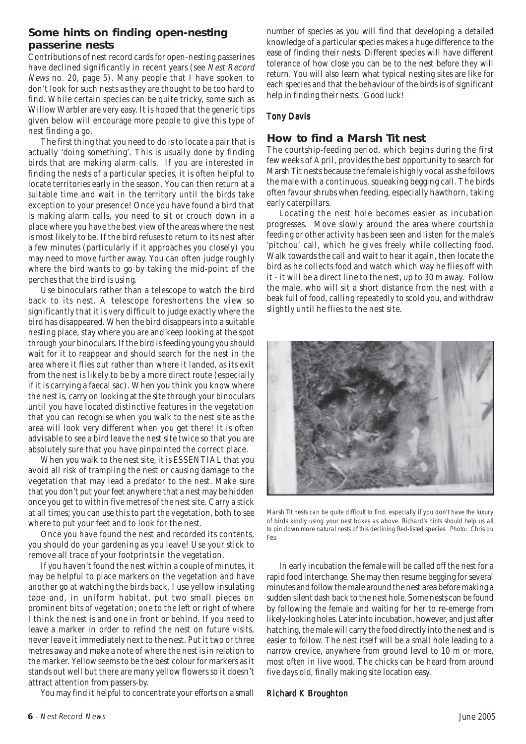## Some hints on finding open-nesting passerine nests

Contributions of nest record cards for open-nesting passerines have declined significantly in recent years (see *Nest Record News* no. 20, page 5). Many people that I have spoken to don't look for such nests as they are thought to be too hard to find. While certain species can be quite tricky, some such as Willow Warbler are very easy. It is hoped that the generic tips given below will encourage more people to give this type of nest finding a go.

The first thing that you need to do is to locate a pair that is actually 'doing something'. This is usually done by finding birds that are making alarm calls. If you are interested in finding the nests of a particular species, it is often helpful to locate territories early in the season. You can then return at a suitable time and wait in the territory until the birds take exception to your presence! Once you have found a bird that is making alarm calls, you need to sit or crouch down in a place where you have the best view of the areas where the nest is most likely to be. If the bird refuses to return to its nest after a few minutes (particularly if it approaches you closely) you may need to move further away. You can often judge roughly where the bird wants to go by taking the mid-point of the perches that the bird is using.

Use binoculars rather than a telescope to watch the bird back to its nest. A telescope foreshortens the view so significantly that it is very difficult to judge exactly where the bird has disappeared. When the bird disappears into a suitable nesting place, stay where you are and keep looking at the spot through your binoculars. If the bird is feeding young you should wait for it to reappear and should search for the nest in the area where it flies out rather than where it landed, as its exit from the nest is likely to be by a more direct route (especially if it is carrying a faecal sac). When you think you know where the nest is, carry on looking at the site through your binoculars until you have located distinctive features in the vegetation that you can recognise when you walk to the nest site as the area will look very different when you get there! It is often advisable to see a bird leave the nest site twice so that you are absolutely sure that you have pinpointed the correct place.

When you walk to the nest site, it is ESSENTIAL that you avoid all risk of trampling the nest or causing damage to the vegetation that may lead a predator to the nest. Make sure that you don't put your feet anywhere that a nest may be hidden once you get to within five metres of the nest site. Carry a stick at all times; you can use this to part the vegetation, both to see where to put your feet and to look for the nest.

Once you have found the nest and recorded its contents, you should do your gardening as you leave! Use your stick to remove all trace of your footprints in the vegetation.

If you haven't found the nest within a couple of minutes, it may be helpful to place markers on the vegetation and have another go at watching the birds back. I use yellow insulating tape and, in uniform habitat, put two small pieces on prominent bits of vegetation; one to the left or right of where I think the nest is and one in front or behind. If you need to leave a marker in order to refind the nest on future visits, never leave it immediately next to the nest. Put it two or three metres away and make a note of where the nest is in relation to the marker. Yellow seems to be the best colour for markers as it stands out well but there are many yellow flowers so it doesn't attract attention from passers-by.

You may find it helpful to concentrate your efforts on a small number of species as you will find that developing a detailed knowledge of a particular species makes a huge difference to the ease of finding their nests. Different species will have different tolerance of how close you can be to the nest before they will return. You will also learn what typical nesting sites are like for each species and that the behaviour of the birds is of significant help in finding their nests. Good luck!

***Tony Davis***

## How to find a Marsh Tit nest

The courtship-feeding period, which begins during the first few weeks of April, provides the best opportunity to search for Marsh Tit nests because the female is highly vocal as she follows the male with a continuous, squeaking begging call. The birds often favour shrubs when feeding, especially hawthorn, taking early caterpillars.

Locating the nest hole becomes easier as incubation progresses. Move slowly around the area where courtship feeding or other activity has been seen and listen for the male's 'pitchou' call, which he gives freely while collecting food. Walk towards the call and wait to hear it again, then locate the bird as he collects food and watch which way he flies off with it - it will be a direct line to the nest, up to 30 m away. Follow the male, who will sit a short distance from the nest with a beak full of food, calling repeatedly to scold you, and withdraw slightly until he flies to the nest site.

*Marsh Tit nests can be quite difficult to find, especially if you don't have the luxury of birds kindly using your nest boxes as above. Richard's hints should help us all to pin down more natural nests of this declining Red-listed species. Photo: Chris du Feu*

In early incubation the female will be called off the nest for a rapid food interchange. She may then resume begging for several minutes and follow the male around the nest area before making a sudden silent dash back to the nest hole. Some nests can be found by following the female and waiting for her to re-emerge from likely-looking holes. Later into incubation, however, and just after hatching, the male will carry the food directly into the nest and is easier to follow. The nest itself will be a small hole leading to a narrow crevice, anywhere from ground level to 10 m or more, most often in live wood. The chicks can be heard from around five days old, finally making site location easy.

**Richard K Broughton**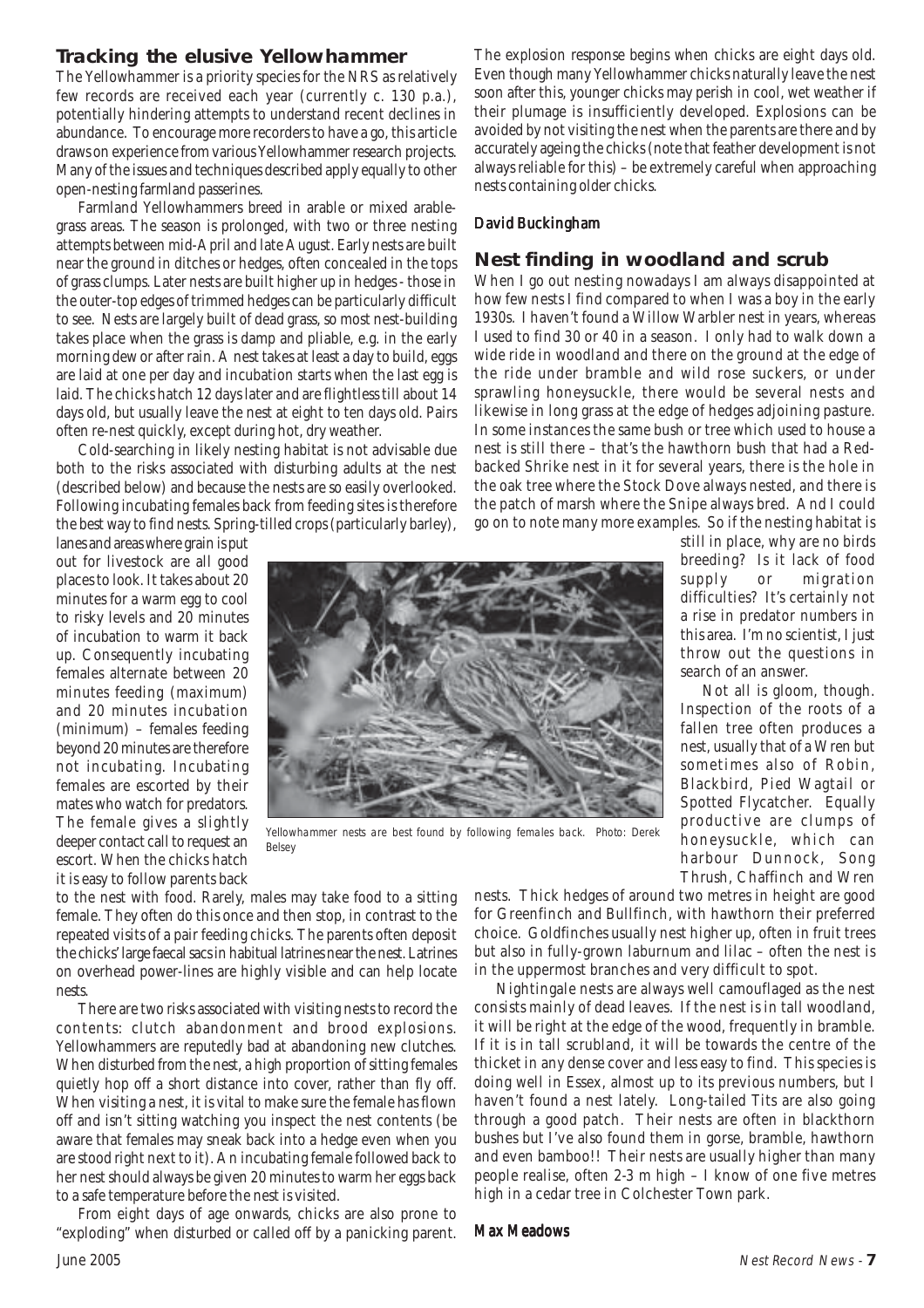## Tracking the elusive Yellowhammer

The Yellowhammer is a priority species for the NRS as relatively few records are received each year (currently c. 130 p.a.), potentially hindering attempts to understand recent declines in abundance. To encourage more recorders to have a go, this article draws on experience from various Yellowhammer research projects. Many of the issues and techniques described apply equally to other open-nesting farmland passerines.

Farmland Yellowhammers breed in arable or mixed arable-grass areas. The season is prolonged, with two or three nesting attempts between mid-April and late August. Early nests are built near the ground in ditches or hedges, often concealed in the tops of grass clumps. Later nests are built higher up in hedges - those in the outer-top edges of trimmed hedges can be particularly difficult to see. Nests are largely built of dead grass, so most nest-building takes place when the grass is damp and pliable, e.g. in the early morning dew or after rain. A nest takes at least a day to build, eggs are laid at one per day and incubation starts when the last egg is laid. The chicks hatch 12 days later and are flightless till about 14 days old, but usually leave the nest at eight to ten days old. Pairs often re-nest quickly, except during hot, dry weather.

Cold-searching in likely nesting habitat is not advisable due both to the risks associated with disturbing adults at the nest (described below) and because the nests are so easily overlooked. Following incubating females back from feeding sites is therefore the best way to find nests. Spring-tilled crops (particularly barley), lanes and areas where grain is put out for livestock are all good places to look. It takes about 20 minutes for a warm egg to cool to risky levels and 20 minutes of incubation to warm it back up. Consequently incubating females alternate between 20 minutes feeding (maximum) and 20 minutes incubation (minimum) – females feeding beyond 20 minutes are therefore not incubating. Incubating females are escorted by their mates who watch for predators. The female gives a slightly deeper contact call to request an escort. When the chicks hatch it is easy to follow parents back to the nest with food. Rarely, males may take food to a sitting female. They often do this once and then stop, in contrast to the repeated visits of a pair feeding chicks. The parents often deposit the chicks' large faecal sacs in habitual latrines near the nest. Latrines on overhead power-lines are highly visible and can help locate nests.

Yellowhammer nests are best found by following females back. Photo: Derek Belsey

There are two risks associated with visiting nests to record the contents: clutch abandonment and brood explosions. Yellowhammers are reputedly bad at abandoning new clutches. When disturbed from the nest, a high proportion of sitting females quietly hop off a short distance into cover, rather than fly off. When visiting a nest, it is vital to make sure the female has flown off and isn't sitting watching you inspect the nest contents (be aware that females may sneak back into a hedge even when you are stood right next to it). An incubating female followed back to her nest should always be given 20 minutes to warm her eggs back to a safe temperature before the nest is visited.

From eight days of age onwards, chicks are also prone to "exploding" when disturbed or called off by a panicking parent. The explosion response begins when chicks are eight days old. Even though many Yellowhammer chicks naturally leave the nest soon after this, younger chicks may perish in cool, wet weather if their plumage is insufficiently developed. Explosions can be avoided by not visiting the nest when the parents are there and by accurately ageing the chicks (note that feather development is not always reliable for this) – be extremely careful when approaching nests containing older chicks.

**David Buckingham**

## Nest finding in woodland and scrub

When I go out nesting nowadays I am always disappointed at how few nests I find compared to when I was a boy in the early 1930s. I haven't found a Willow Warbler nest in years, whereas I used to find 30 or 40 in a season. I only had to walk down a wide ride in woodland and there on the ground at the edge of the ride under bramble and wild rose suckers, or under sprawling honeysuckle, there would be several nests and likewise in long grass at the edge of hedges adjoining pasture. In some instances the same bush or tree which used to house a nest is still there – that's the hawthorn bush that had a Red-backed Shrike nest in it for several years, there is the hole in the oak tree where the Stock Dove always nested, and there is the patch of marsh where the Snipe always bred. And I could go on to note many more examples. So if the nesting habitat is still in place, why are no birds breeding? Is it lack of food supply or migration difficulties? It's certainly not a rise in predator numbers in this area. I'm no scientist, I just throw out the questions in search of an answer.

Not all is gloom, though. Inspection of the roots of a fallen tree often produces a nest, usually that of a Wren but sometimes also of Robin, Blackbird, Pied Wagtail or Spotted Flycatcher. Equally productive are clumps of honeysuckle, which can harbour Dunnock, Song Thrush, Chaffinch and Wren nests. Thick hedges of around two metres in height are good for Greenfinch and Bullfinch, with hawthorn their preferred choice. Goldfinches usually nest higher up, often in fruit trees but also in fully-grown laburnum and lilac – often the nest is in the uppermost branches and very difficult to spot.

Nightingale nests are always well camouflaged as the nest consists mainly of dead leaves. If the nest is in tall woodland, it will be right at the edge of the wood, frequently in bramble. If it is in tall scrubland, it will be towards the centre of the thicket in any dense cover and less easy to find. This species is doing well in Essex, almost up to its previous numbers, but I haven't found a nest lately. Long-tailed Tits are also going through a good patch. Their nests are often in blackthorn bushes but I've also found them in gorse, bramble, hawthorn and even bamboo!! Their nests are usually higher than many people realise, often 2-3 m high – I know of one five metres high in a cedar tree in Colchester Town park.

**Max Meadows**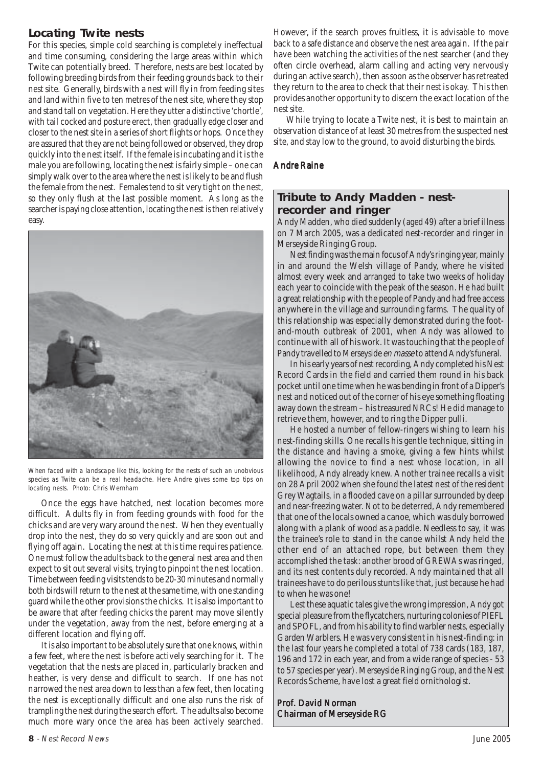## Locating Twite nests

For this species, simple cold searching is completely ineffectual and time consuming, considering the large areas within which Twite can potentially breed. Therefore, nests are best located by following breeding birds from their feeding grounds back to their nest site. Generally, birds with a nest will fly in from feeding sites and land within five to ten metres of the nest site, where they stop and stand tall on vegetation. Here they utter a distinctive 'chortle', with tail cocked and posture erect, then gradually edge closer and closer to the nest site in a series of short flights or hops. Once they are assured that they are not being followed or observed, they drop quickly into the nest itself. If the female is incubating and it is the male you are following, locating the nest is fairly simple – one can simply walk over to the area where the nest is likely to be and flush the female from the nest. Females tend to sit very tight on the nest, so they only flush at the last possible moment. As long as the searcher is paying close attention, locating the nest is then relatively easy.

When faced with a landscape like this, looking for the nests of such an unobvious species as Twite can be a real headache. Here Andre gives some top tips on locating nests. Photo: Chris Wernham

Once the eggs have hatched, nest location becomes more difficult. Adults fly in from feeding grounds with food for the chicks and are very wary around the nest. When they eventually drop into the nest, they do so very quickly and are soon out and flying off again. Locating the nest at this time requires patience. One must follow the adults back to the general nest area and then expect to sit out several visits, trying to pinpoint the nest location. Time between feeding visits tends to be 20-30 minutes and normally both birds will return to the nest at the same time, with one standing guard while the other provisions the chicks. It is also important to be aware that after feeding chicks the parent may move silently under the vegetation, away from the nest, before emerging at a different location and flying off.

It is also important to be absolutely sure that one knows, within a few feet, where the nest is before actively searching for it. The vegetation that the nests are placed in, particularly bracken and heather, is very dense and difficult to search. If one has not narrowed the nest area down to less than a few feet, then locating the nest is exceptionally difficult and one also runs the risk of trampling the nest during the search effort. The adults also become much more wary once the area has been actively searched. However, if the search proves fruitless, it is advisable to move back to a safe distance and observe the nest area again. If the pair have been watching the activities of the nest searcher (and they often circle overhead, alarm calling and acting very nervously during an active search), then as soon as the observer has retreated they return to the area to check that their nest is okay. This then provides another opportunity to discern the exact location of the nest site.

While trying to locate a Twite nest, it is best to maintain an observation distance of at least 30 metres from the suspected nest site, and stay low to the ground, to avoid disturbing the birds.

**Andre Raine**

## Tribute to Andy Madden - nest-recorder and ringer

Andy Madden, who died suddenly (aged 49) after a brief illness on 7 March 2005, was a dedicated nest-recorder and ringer in Merseyside Ringing Group.

Nest finding was the main focus of Andy's ringing year, mainly in and around the Welsh village of Pandy, where he visited almost every week and arranged to take two weeks of holiday each year to coincide with the peak of the season. He had built a great relationship with the people of Pandy and had free access anywhere in the village and surrounding farms. The quality of this relationship was especially demonstrated during the foot-and-mouth outbreak of 2001, when Andy was allowed to continue with all of his work. It was touching that the people of Pandy travelled to Merseyside *en masse* to attend Andy's funeral.

In his early years of nest recording, Andy completed his Nest Record Cards in the field and carried them round in his back pocket until one time when he was bending in front of a Dipper's nest and noticed out of the corner of his eye something floating away down the stream – his treasured NRCs! He did manage to retrieve them, however, and to ring the Dipper pulli.

He hosted a number of fellow-ringers wishing to learn his nest-finding skills. One recalls his gentle technique, sitting in the distance and having a smoke, giving a few hints whilst allowing the novice to find a nest whose location, in all likelihood, Andy already knew. Another trainee recalls a visit on 28 April 2002 when she found the latest nest of the resident Grey Wagtails, in a flooded cave on a pillar surrounded by deep and near-freezing water. Not to be deterred, Andy remembered that one of the locals owned a canoe, which was duly borrowed along with a plank of wood as a paddle. Needless to say, it was the trainee's role to stand in the canoe whilst Andy held the other end of an attached rope, but between them they accomplished the task: another brood of GREWAs was ringed, and its nest contents duly recorded. Andy maintained that all trainees have to do perilous stunts like that, just because he had to when he was one!

Lest these aquatic tales give the wrong impression, Andy got special pleasure from the flycatchers, nurturing colonies of PIEFL and SPOFL, and from his ability to find warbler nests, especially Garden Warblers. He was very consistent in his nest-finding: in the last four years he completed a total of 738 cards (183, 187, 196 and 172 in each year, and from a wide range of species - 53 to 57 species per year). Merseyside Ringing Group, and the Nest Records Scheme, have lost a great field ornithologist.

**Prof. David Norman**
**Chairman of Merseyside RG**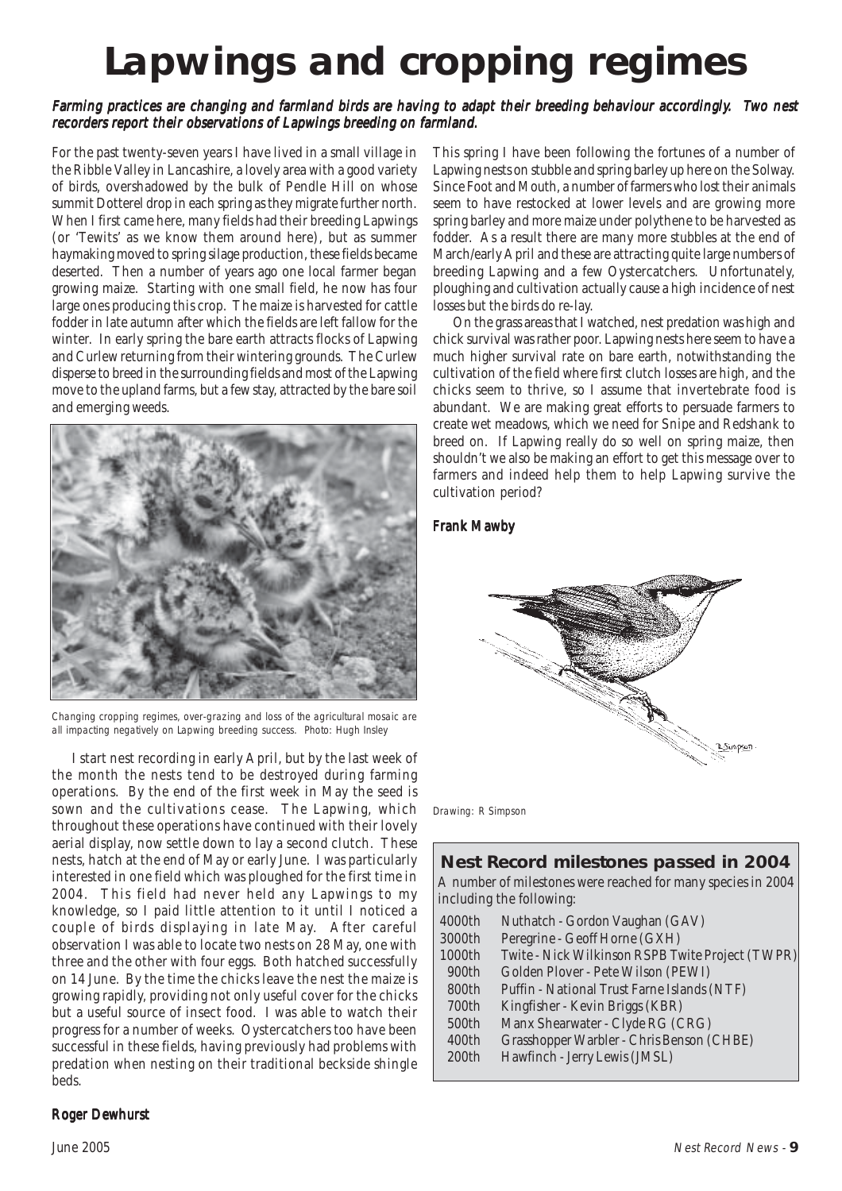# Lapwings and cropping regimes

*Farming practices are changing and farmland birds are having to adapt their breeding behaviour accordingly. Two nest recorders report their observations of Lapwings breeding on farmland.*

For the past twenty-seven years I have lived in a small village in the Ribble Valley in Lancashire, a lovely area with a good variety of birds, overshadowed by the bulk of Pendle Hill on whose summit Dotterel drop in each spring as they migrate further north. When I first came here, many fields had their breeding Lapwings (or 'Tewits' as we know them around here), but as summer haymaking moved to spring silage production, these fields became deserted. Then a number of years ago one local farmer began growing maize. Starting with one small field, he now has four large ones producing this crop. The maize is harvested for cattle fodder in late autumn after which the fields are left fallow for the winter. In early spring the bare earth attracts flocks of Lapwing and Curlew returning from their wintering grounds. The Curlew disperse to breed in the surrounding fields and most of the Lapwing move to the upland farms, but a few stay, attracted by the bare soil and emerging weeds.

*Changing cropping regimes, over-grazing and loss of the agricultural mosaic are all impacting negatively on Lapwing breeding success. Photo: Hugh Insley*

I start nest recording in early April, but by the last week of the month the nests tend to be destroyed during farming operations. By the end of the first week in May the seed is sown and the cultivations cease. The Lapwing, which throughout these operations have continued with their lovely aerial display, now settle down to lay a second clutch. These nests, hatch at the end of May or early June. I was particularly interested in one field which was ploughed for the first time in 2004. This field had never held any Lapwings to my knowledge, so I paid little attention to it until I noticed a couple of birds displaying in late May. After careful observation I was able to locate two nests on 28 May, one with three and the other with four eggs. Both hatched successfully on 14 June. By the time the chicks leave the nest the maize is growing rapidly, providing not only useful cover for the chicks but a useful source of insect food. I was able to watch their progress for a number of weeks. Oystercatchers too have been successful in these fields, having previously had problems with predation when nesting on their traditional beckside shingle beds.

**Roger Dewhurst**

This spring I have been following the fortunes of a number of Lapwing nests on stubble and spring barley up here on the Solway. Since Foot and Mouth, a number of farmers who lost their animals seem to have restocked at lower levels and are growing more spring barley and more maize under polythene to be harvested as fodder. As a result there are many more stubbles at the end of March/early April and these are attracting quite large numbers of breeding Lapwing and a few Oystercatchers. Unfortunately, ploughing and cultivation actually cause a high incidence of nest losses but the birds do re-lay.

On the grass areas that I watched, nest predation was high and chick survival was rather poor. Lapwing nests here seem to have a much higher survival rate on bare earth, notwithstanding the cultivation of the field where first clutch losses are high, and the chicks seem to thrive, so I assume that invertebrate food is abundant. We are making great efforts to persuade farmers to create wet meadows, which we need for Snipe and Redshank to breed on. If Lapwing really do so well on spring maize, then shouldn't we also be making an effort to get this message over to farmers and indeed help them to help Lapwing survive the cultivation period?

**Frank Mawby**

*Drawing: R Simpson*

## Nest Record milestones passed in 2004

A number of milestones were reached for many species in 2004 including the following:

| | |
|---|---|
| 4000th | Nuthatch - Gordon Vaughan (GAV) |
| 3000th | Peregrine - Geoff Horne (GXH) |
| 1000th | Twite - Nick Wilkinson RSPB Twite Project (TWPR) |
| 900th | Golden Plover - Pete Wilson (PEWI) |
| 800th | Puffin - National Trust Farne Islands (NTF) |
| 700th | Kingfisher - Kevin Briggs (KBR) |
| 500th | Manx Shearwater - Clyde RG (CRG) |
| 400th | Grasshopper Warbler - Chris Benson (CHBE) |
| 200th | Hawfinch - Jerry Lewis (JMSL) |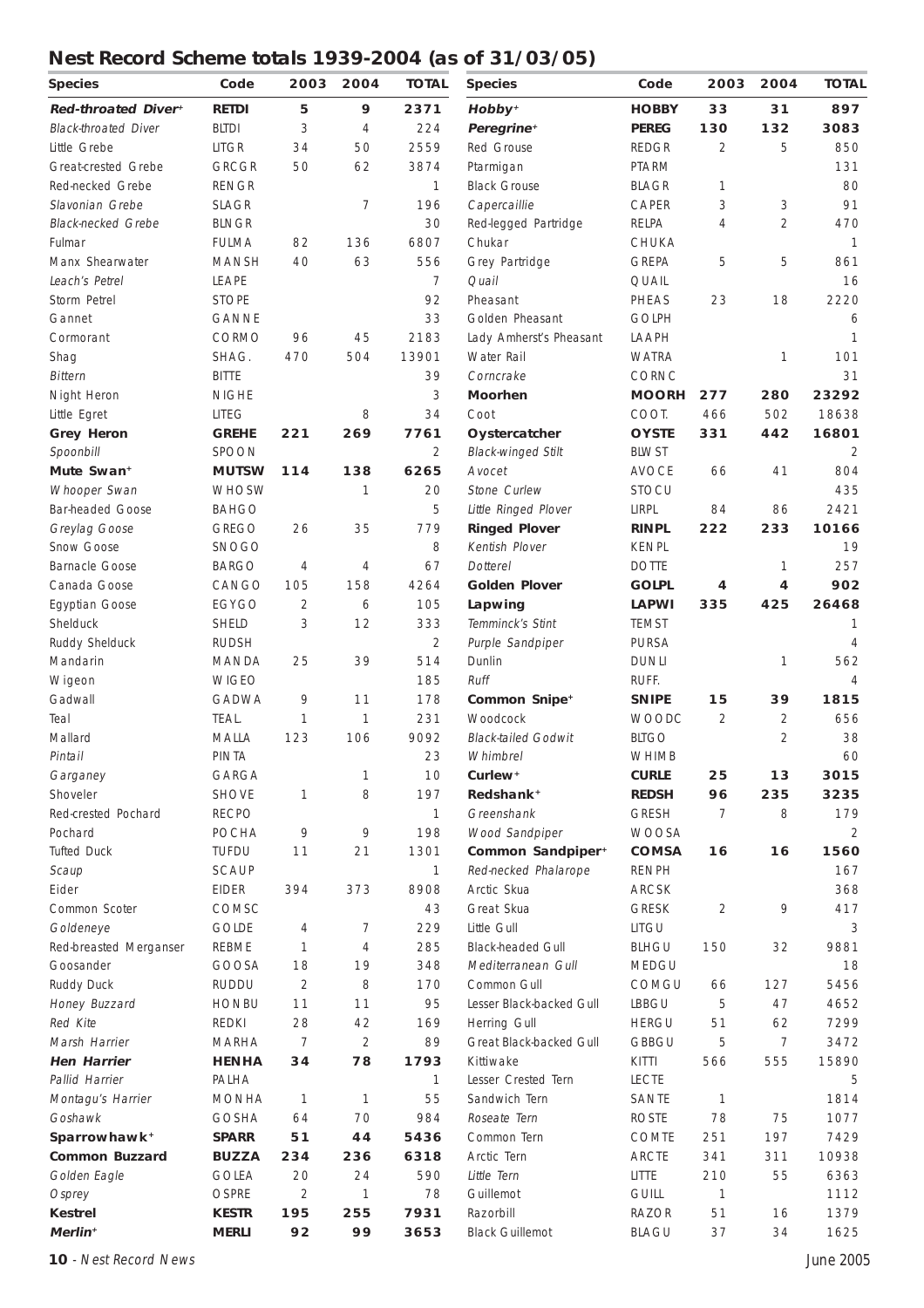## Nest Record Scheme totals 1939-2004 (as of 31/03/05)

| Species | Code | 2003 | 2004 | TOTAL |
|---|---|---|---|---|
| ***Red-throated Diver+*** | **RETDI** | **5** | **9** | **2371** |
| *Black-throated Diver* | BLTDI | 3 | 4 | 224 |
| Little Grebe | LITGR | 34 | 50 | 2559 |
| Great-crested Grebe | GRCGR | 50 | 62 | 3874 |
| Red-necked Grebe | RENGR | | | 1 |
| *Slavonian Grebe* | SLAGR | | 7 | 196 |
| *Black-necked Grebe* | BLNGR | | | 30 |
| Fulmar | FULMA | 82 | 136 | 6807 |
| Manx Shearwater | MANSH | 40 | 63 | 556 |
| *Leach's Petrel* | LEAPE | | | 7 |
| Storm Petrel | STOPE | | | 92 |
| Gannet | GANNE | | | 33 |
| Cormorant | CORMO | 96 | 45 | 2183 |
| Shag | SHAG. | 470 | 504 | 13901 |
| *Bittern* | BITTE | | | 39 |
| Night Heron | NIGHE | | | 3 |
| Little Egret | LITEG | | 8 | 34 |
| **Grey Heron** | **GREHE** | **221** | **269** | **7761** |
| *Spoonbill* | SPOON | | | 2 |
| **Mute Swan+** | **MUTSW** | **114** | **138** | **6265** |
| *Whooper Swan* | WHOSW | | 1 | 20 |
| Bar-headed Goose | BAHGO | | | 5 |
| *Greylag Goose* | GREGO | 26 | 35 | 779 |
| Snow Goose | SNOGO | | | 8 |
| Barnacle Goose | BARGO | 4 | 4 | 67 |
| Canada Goose | CANGO | 105 | 158 | 4264 |
| Egyptian Goose | EGYGO | 2 | 6 | 105 |
| Shelduck | SHELD | 3 | 12 | 333 |
| Ruddy Shelduck | RUDSH | | | 2 |
| Mandarin | MANDA | 25 | 39 | 514 |
| Wigeon | WIGEO | | | 185 |
| Gadwall | GADWA | 9 | 11 | 178 |
| Teal | TEAL. | 1 | 1 | 231 |
| Mallard | MALLA | 123 | 106 | 9092 |
| *Pintail* | PINTA | | | 23 |
| *Garganey* | GARGA | | 1 | 10 |
| Shoveler | SHOVE | 1 | 8 | 197 |
| Red-crested Pochard | RECPO | | | 1 |
| Pochard | POCHA | 9 | 9 | 198 |
| Tufted Duck | TUFDU | 11 | 21 | 1301 |
| *Scaup* | SCAUP | | | 1 |
| Eider | EIDER | 394 | 373 | 8908 |
| Common Scoter | COMSC | | | 43 |
| *Goldeneye* | GOLDE | 4 | 7 | 229 |
| Red-breasted Merganser | REBME | 1 | 4 | 285 |
| Goosander | GOOSA | 18 | 19 | 348 |
| Ruddy Duck | RUDDU | 2 | 8 | 170 |
| *Honey Buzzard* | HONBU | 11 | 11 | 95 |
| *Red Kite* | REDKI | 28 | 42 | 169 |
| *Marsh Harrier* | MARHA | 7 | 2 | 89 |
| ***Hen Harrier*** | **HENHA** | **34** | **78** | **1793** |
| *Pallid Harrier* | PALHA | | | 1 |
| *Montagu's Harrier* | MONHA | 1 | 1 | 55 |
| *Goshawk* | GOSHA | 64 | 70 | 984 |
| **Sparrowhawk+** | **SPARR** | **51** | **44** | **5436** |
| **Common Buzzard** | **BUZZA** | **234** | **236** | **6318** |
| *Golden Eagle* | GOLEA | 20 | 24 | 590 |
| *Osprey* | OSPRE | 2 | 1 | 78 |
| **Kestrel** | **KESTR** | **195** | **255** | **7931** |
| ***Merlin+*** | **MERLI** | **92** | **99** | **3653** |
| ***Hobby+*** | **HOBBY** | **33** | **31** | **897** |
| ***Peregrine+*** | **PEREG** | **130** | **132** | **3083** |
| Red Grouse | REDGR | 2 | 5 | 850 |
| Ptarmigan | PTARM | | | 131 |
| Black Grouse | BLAGR | 1 | | 80 |
| *Capercaillie* | CAPER | 3 | 3 | 91 |
| Red-legged Partridge | RELPA | 4 | 2 | 470 |
| Chukar | CHUKA | | | 1 |
| Grey Partridge | GREPA | 5 | 5 | 861 |
| *Quail* | QUAIL | | | 16 |
| Pheasant | PHEAS | 23 | 18 | 2220 |
| Golden Pheasant | GOLPH | | | 6 |
| Lady Amherst's Pheasant | LAAPH | | | 1 |
| Water Rail | WATRA | | 1 | 101 |
| *Corncrake* | CORNC | | | 31 |
| **Moorhen** | **MOORH** | **277** | **280** | **23292** |
| Coot | COOT. | 466 | 502 | 18638 |
| **Oystercatcher** | **OYSTE** | **331** | **442** | **16801** |
| *Black-winged Stilt* | BLWST | | | 2 |
| *Avocet* | AVOCE | 66 | 41 | 804 |
| *Stone Curlew* | STOCU | | | 435 |
| *Little Ringed Plover* | LIRPL | 84 | 86 | 2421 |
| **Ringed Plover** | **RINPL** | **222** | **233** | **10166** |
| *Kentish Plover* | KENPL | | | 19 |
| *Dotterel* | DOTTE | | 1 | 257 |
| **Golden Plover** | **GOLPL** | **4** | **4** | **902** |
| **Lapwing** | **LAPWI** | **335** | **425** | **26468** |
| *Temminck's Stint* | TEMST | | | 1 |
| *Purple Sandpiper* | PURSA | | | 4 |
| Dunlin | DUNLI | | 1 | 562 |
| *Ruff* | RUFF. | | | 4 |
| **Common Snipe+** | **SNIPE** | **15** | **39** | **1815** |
| Woodcock | WOODC | 2 | 2 | 656 |
| *Black-tailed Godwit* | BLTGO | | 2 | 38 |
| *Whimbrel* | WHIMB | | | 60 |
| **Curlew+** | **CURLE** | **25** | **13** | **3015** |
| **Redshank+** | **REDSH** | **96** | **235** | **3235** |
| *Greenshank* | GRESH | 7 | 8 | 179 |
| *Wood Sandpiper* | WOOSA | | | 2 |
| **Common Sandpiper+** | **COMSA** | **16** | **16** | **1560** |
| *Red-necked Phalarope* | RENPH | | | 167 |
| Arctic Skua | ARCSK | | | 368 |
| Great Skua | GRESK | 2 | 9 | 417 |
| Little Gull | LITGU | | | 3 |
| Black-headed Gull | BLHGU | 150 | 32 | 9881 |
| *Mediterranean Gull* | MEDGU | | | 18 |
| Common Gull | COMGU | 66 | 127 | 5456 |
| Lesser Black-backed Gull | LBBGU | 5 | 47 | 4652 |
| Herring Gull | HERGU | 51 | 62 | 7299 |
| Great Black-backed Gull | GBBGU | 5 | 7 | 3472 |
| Kittiwake | KITTI | 566 | 555 | 15890 |
| Lesser Crested Tern | LECTE | | | 5 |
| Sandwich Tern | SANTE | 1 | | 1814 |
| *Roseate Tern* | ROSTE | 78 | 75 | 1077 |
| Common Tern | COMTE | 251 | 197 | 7429 |
| Arctic Tern | ARCTE | 341 | 311 | 10938 |
| *Little Tern* | LITTE | 210 | 55 | 6363 |
| Guillemot | GUILL | 1 | | 1112 |
| Razorbill | RAZOR | 51 | 16 | 1379 |
| Black Guillemot | BLAGU | 37 | 34 | 1625 |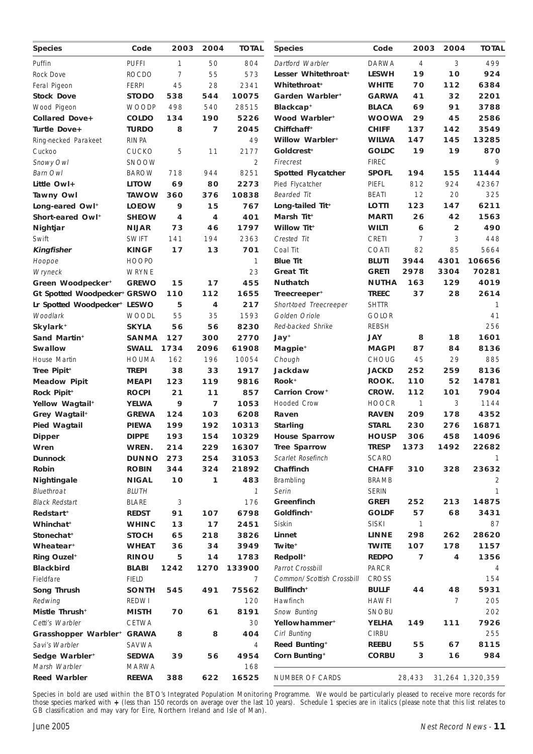| Species | Code | 2003 | 2004 | TOTAL |
|---|---|---|---|---|
| Puffin | PUFFI | 1 | 50 | 804 |
| Rock Dove | ROCDO | 7 | 55 | 573 |
| Feral Pigeon | FERPI | 45 | 28 | 2341 |
| **Stock Dove** | **STODO** | **538** | **544** | **10075** |
| Wood Pigeon | WOODP | 498 | 540 | 28515 |
| **Collared Dove+** | **COLDO** | **134** | **190** | **5226** |
| **Turtle Dove+** | **TURDO** | **8** | **7** | **2045** |
| Ring-necked Parakeet | RINPA | | | 49 |
| Cuckoo | CUCKO | 5 | 11 | 2177 |
| *Snowy Owl* | SNOOW | | | 2 |
| *Barn Owl* | BAROW | 718 | 944 | 8251 |
| **Little Owl+** | **LITOW** | **69** | **80** | **2273** |
| **Tawny Owl** | **TAWOW** | **360** | **376** | **10838** |
| **Long-eared Owl+** | **LOEOW** | **9** | **15** | **767** |
| **Short-eared Owl+** | **SHEOW** | **4** | **4** | **401** |
| **Nightjar** | **NIJAR** | **73** | **46** | **1797** |
| Swift | SWIFT | 141 | 194 | 2363 |
| ***Kingfisher*** | **KINGF** | **17** | **13** | **701** |
| *Hoopoe* | HOOPO | | | 1 |
| *Wryneck* | WRYNE | | | 23 |
| **Green Woodpecker+** | **GREWO** | **15** | **17** | **455** |
| **Gt Spotted Woodpecker+** | **GRSWO** | **110** | **112** | **1655** |
| **Lr Spotted Woodpecker+** | **LESWO** | **5** | **4** | **217** |
| *Woodlark* | WOODL | 55 | 35 | 1593 |
| **Skylark+** | **SKYLA** | **56** | **56** | **8230** |
| **Sand Martin+** | **SANMA** | **127** | **300** | **2770** |
| **Swallow** | **SWALL** | **1734** | **2096** | **61908** |
| House Martin | HOUMA | 162 | 196 | 10054 |
| **Tree Pipit+** | **TREPI** | **38** | **33** | **1917** |
| **Meadow Pipit** | **MEAPI** | **123** | **119** | **9816** |
| **Rock Pipit+** | **ROCPI** | **21** | **11** | **857** |
| **Yellow Wagtail+** | **YELWA** | **9** | **7** | **1053** |
| **Grey Wagtail+** | **GREWA** | **124** | **103** | **6208** |
| **Pied Wagtail** | **PIEWA** | **199** | **192** | **10313** |
| **Dipper** | **DIPPE** | **193** | **154** | **10329** |
| **Wren** | **WREN.** | **214** | **229** | **16307** |
| **Dunnock** | **DUNNO** | **273** | **254** | **31053** |
| **Robin** | **ROBIN** | **344** | **324** | **21892** |
| **Nightingale** | **NIGAL** | **10** | **1** | **483** |
| *Bluethroat* | *BLUTH* | | | *1* |
| *Black Redstart* | BLARE | 3 | | 176 |
| **Redstart+** | **REDST** | **91** | **107** | **6798** |
| **Whinchat+** | **WHINC** | **13** | **17** | **2451** |
| **Stonechat+** | **STOCH** | **65** | **218** | **3826** |
| **Wheatear+** | **WHEAT** | **36** | **34** | **3949** |
| **Ring Ouzel+** | **RINOU** | **5** | **14** | **1783** |
| **Blackbird** | **BLABI** | **1242** | **1270** | **133900** |
| Fieldfare | FIELD | | | 7 |
| **Song Thrush** | **SONTH** | **545** | **491** | **75562** |
| *Redwing* | REDWI | | | 120 |
| **Mistle Thrush+** | **MISTH** | **70** | **61** | **8191** |
| *Cetti's Warbler* | CETWA | | | 30 |
| **Grasshopper Warbler+** | **GRAWA** | **8** | **8** | **404** |
| *Savi's Warbler* | SAVWA | | | 4 |
| **Sedge Warbler+** | **SEDWA** | **39** | **56** | **4954** |
| *Marsh Warbler* | MARWA | | | 168 |
| **Reed Warbler** | **REEWA** | **388** | **622** | **16525** |
| *Dartford Warbler* | DARWA | 4 | 3 | 499 |
| **Lesser Whitethroat+** | **LESWH** | **19** | **10** | **924** |
| **Whitethroat+** | **WHITE** | **70** | **112** | **6384** |
| **Garden Warbler+** | **GARWA** | **41** | **32** | **2201** |
| **Blackcap+** | **BLACA** | **69** | **91** | **3788** |
| **Wood Warbler+** | **WOOWA** | **29** | **45** | **2586** |
| **Chiffchaff+** | **CHIFF** | **137** | **142** | **3549** |
| **Willow Warbler+** | **WILWA** | **147** | **145** | **13285** |
| **Goldcrest+** | **GOLDC** | **19** | **19** | **870** |
| *Firecrest* | FIREC | | | 9 |
| **Spotted Flycatcher** | **SPOFL** | **194** | **155** | **11444** |
| Pied Flycatcher | PIEFL | 812 | 924 | 42367 |
| *Bearded Tit* | BEATI | 12 | 20 | 325 |
| **Long-tailed Tit+** | **LOTTI** | **123** | **147** | **6211** |
| **Marsh Tit+** | **MARTI** | **26** | **42** | **1563** |
| **Willow Tit+** | **WILTI** | **6** | **2** | **490** |
| *Crested Tit* | CRETI | 7 | 3 | 448 |
| Coal Tit | COATI | 82 | 85 | 5664 |
| **Blue Tit** | **BLUTI** | **3944** | **4301** | **106656** |
| **Great Tit** | **GRETI** | **2978** | **3304** | **70281** |
| **Nuthatch** | **NUTHA** | **163** | **129** | **4019** |
| **Treecreeper+** | **TREEC** | **37** | **28** | **2614** |
| *Short-toed Treecreeper* | SHTTR | | | 1 |
| *Golden Oriole* | GOLOR | | | 41 |
| *Red-backed Shrike* | REBSH | | | 256 |
| **Jay+** | **JAY** | **8** | **18** | **1601** |
| **Magpie+** | **MAGPI** | **87** | **84** | **8136** |
| *Chough* | CHOUG | 45 | 29 | 885 |
| **Jackdaw** | **JACKD** | **252** | **259** | **8136** |
| **Rook+** | **ROOK.** | **110** | **52** | **14781** |
| **Carrion Crow+** | **CROW.** | **112** | **101** | **7904** |
| Hooded Crow | HOOCR | 1 | 3 | 1144 |
| **Raven** | **RAVEN** | **209** | **178** | **4352** |
| **Starling** | **STARL** | **230** | **276** | **16871** |
| **House Sparrow** | **HOUSP** | **306** | **458** | **14096** |
| **Tree Sparrow** | **TRESP** | **1373** | **1492** | **22682** |
| *Scarlet Rosefinch* | SCARO | | | 1 |
| **Chaffinch** | **CHAFF** | **310** | **328** | **23632** |
| *Brambling* | BRAMB | | | 2 |
| *Serin* | SERIN | | | 1 |
| **Greenfinch** | **GREFI** | **252** | **213** | **14875** |
| **Goldfinch+** | **GOLDF** | **57** | **68** | **3431** |
| Siskin | SISKI | 1 | | 87 |
| **Linnet** | **LINNE** | **298** | **262** | **28620** |
| **Twite+** | **TWITE** | **107** | **178** | **1157** |
| **Redpoll+** | **REDPO** | **7** | **4** | **1356** |
| *Parrot Crossbill* | PARCR | | | 4 |
| *Common/Scottish Crossbill* | CROSS | | | 154 |
| **Bullfinch+** | **BULLF** | **44** | **48** | **5931** |
| *Hawfinch* | HAWFI | | 7 | 205 |
| *Snow Bunting* | SNOBU | | | 202 |
| **Yellowhammer+** | **YELHA** | **149** | **111** | **7926** |
| *Cirl Bunting* | CIRBU | | | 255 |
| **Reed Bunting+** | **REEBU** | **55** | **67** | **8115** |
| **Corn Bunting+** | **CORBU** | **3** | **16** | **984** |
| NUMBER OF CARDS | | 28,433 | 31,264 | 1,320,359 |

Species in bold are used within the BTO's Integrated Population Monitoring Programme. We would be particularly pleased to receive more records for those species marked with **+** (less than 150 records on average over the last 10 years). Schedule 1 species are in italics (please note that this list relates to GB classification and may vary for Eire, Northern Ireland and Isle of Man).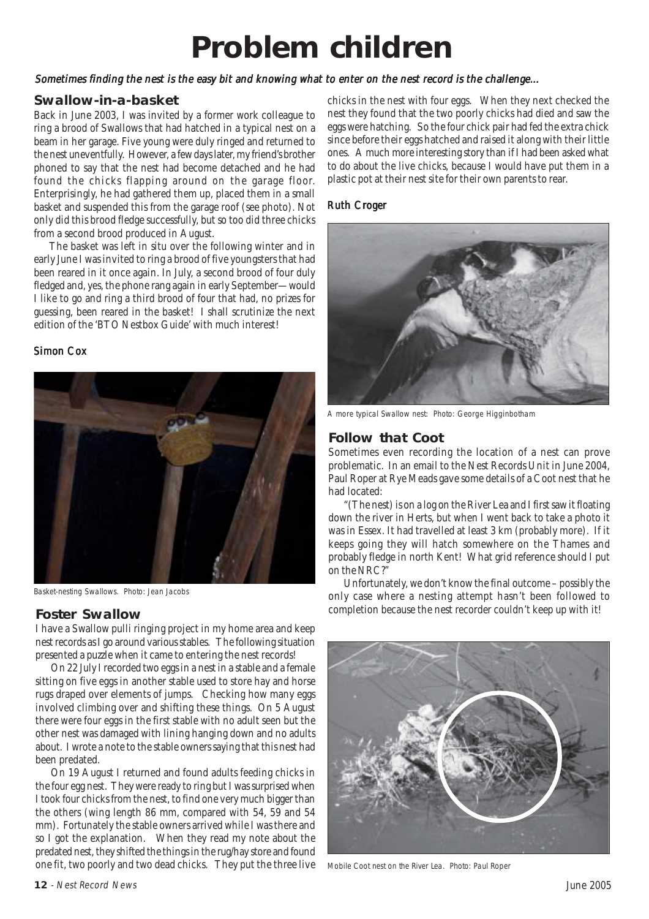# Problem children

*Sometimes finding the nest is the easy bit and knowing what to enter on the nest record is the challenge...*

## Swallow-in-a-basket

Back in June 2003, I was invited by a former work colleague to ring a brood of Swallows that had hatched in a typical nest on a beam in her garage. Five young were duly ringed and returned to the nest uneventfully. However, a few days later, my friend's brother phoned to say that the nest had become detached and he had found the chicks flapping around on the garage floor. Enterprisingly, he had gathered them up, placed them in a small basket and suspended this from the garage roof (see photo). Not only did this brood fledge successfully, but so too did three chicks from a second brood produced in August.

The basket was left in situ over the following winter and in early June I was invited to ring a brood of five youngsters that had been reared in it once again. In July, a second brood of four duly fledged and, yes, the phone rang again in early September—would I like to go and ring a third brood of four that had, no prizes for guessing, been reared in the basket! I shall scrutinize the next edition of the 'BTO Nestbox Guide' with much interest!

*Simon Cox*

Basket-nesting Swallows. Photo: Jean Jacobs

## Foster Swallow

I have a Swallow pulli ringing project in my home area and keep nest records as I go around various stables. The following situation presented a puzzle when it came to entering the nest records!

On 22 July I recorded two eggs in a nest in a stable and a female sitting on five eggs in another stable used to store hay and horse rugs draped over elements of jumps. Checking how many eggs involved climbing over and shifting these things. On 5 August there were four eggs in the first stable with no adult seen but the other nest was damaged with lining hanging down and no adults about. I wrote a note to the stable owners saying that this nest had been predated.

On 19 August I returned and found adults feeding chicks in the four egg nest. They were ready to ring but I was surprised when I took four chicks from the nest, to find one very much bigger than the others (wing length 86 mm, compared with 54, 59 and 54 mm). Fortunately the stable owners arrived while I was there and so I got the explanation. When they read my note about the predated nest, they shifted the things in the rug/hay store and found one fit, two poorly and two dead chicks. They put the three live chicks in the nest with four eggs. When they next checked the nest they found that the two poorly chicks had died and saw the eggs were hatching. So the four chick pair had fed the extra chick since before their eggs hatched and raised it along with their little ones. A much more interesting story than if I had been asked what to do about the live chicks, because I would have put them in a plastic pot at their nest site for their own parents to rear.

*Ruth Croger*

A more typical Swallow nest: Photo: George Higginbotham

## Follow that Coot

Sometimes even recording the location of a nest can prove problematic. In an email to the Nest Records Unit in June 2004, Paul Roper at Rye Meads gave some details of a Coot nest that he had located:

"(The nest) is on a log on the River Lea and I first saw it floating down the river in Herts, but when I went back to take a photo it was in Essex. It had travelled at least 3 km (probably more). If it keeps going they will hatch somewhere on the Thames and probably fledge in north Kent! What grid reference should I put on the NRC?"

Unfortunately, we don't know the final outcome – possibly the only case where a nesting attempt hasn't been followed to completion because the nest recorder couldn't keep up with it!

Mobile Coot nest on the River Lea. Photo: Paul Roper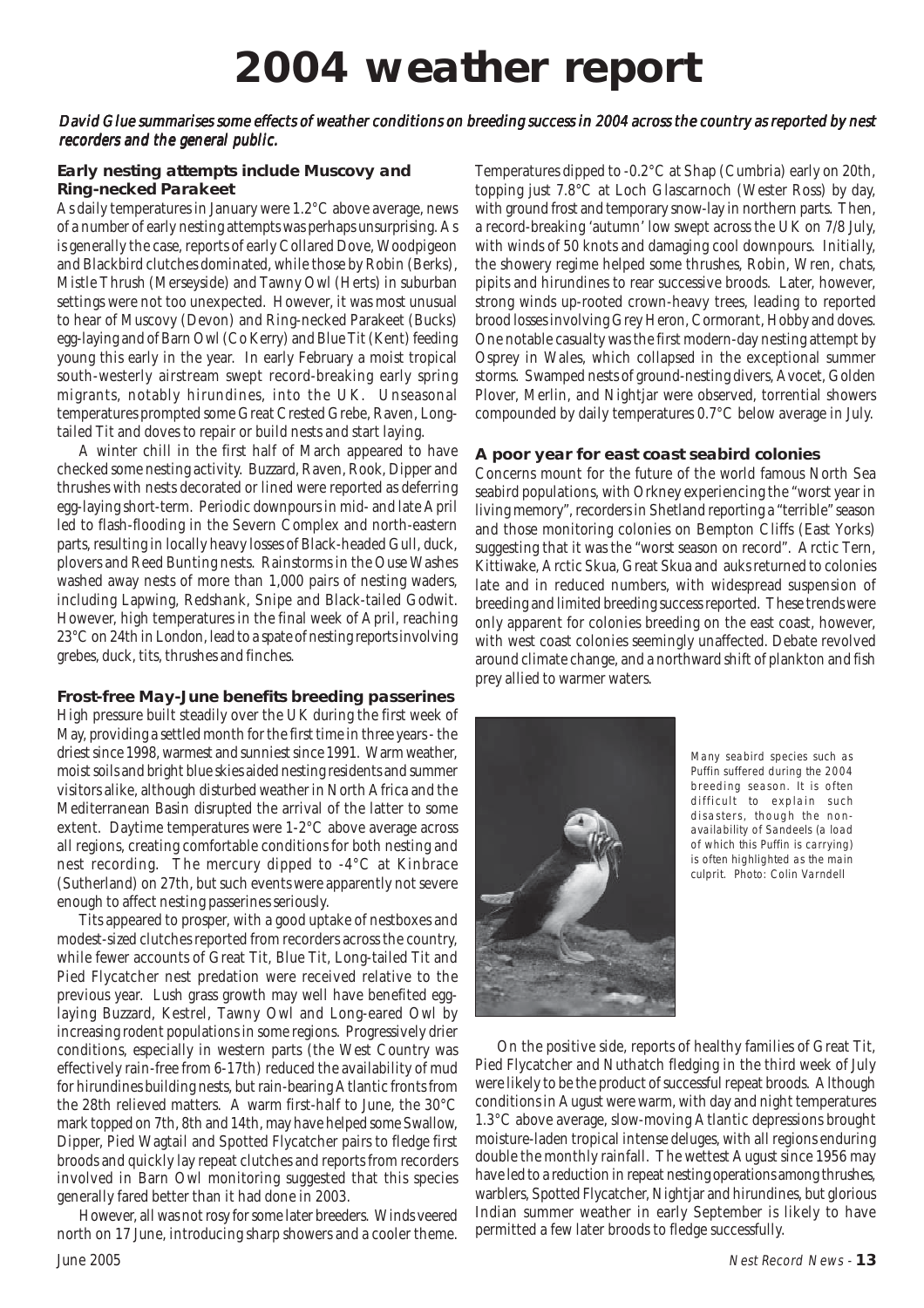# 2004 weather report

*David Glue summarises some effects of weather conditions on breeding success in 2004 across the country as reported by nest recorders and the general public.*

### Early nesting attempts include Muscovy and Ring-necked Parakeet

As daily temperatures in January were 1.2°C above average, news of a number of early nesting attempts was perhaps unsurprising. As is generally the case, reports of early Collared Dove, Woodpigeon and Blackbird clutches dominated, while those by Robin (Berks), Mistle Thrush (Merseyside) and Tawny Owl (Herts) in suburban settings were not too unexpected. However, it was most unusual to hear of Muscovy (Devon) and Ring-necked Parakeet (Bucks) egg-laying and of Barn Owl (Co Kerry) and Blue Tit (Kent) feeding young this early in the year. In early February a moist tropical south-westerly airstream swept record-breaking early spring migrants, notably hirundines, into the UK. Unseasonal temperatures prompted some Great Crested Grebe, Raven, Long-tailed Tit and doves to repair or build nests and start laying.

A winter chill in the first half of March appeared to have checked some nesting activity. Buzzard, Raven, Rook, Dipper and thrushes with nests decorated or lined were reported as deferring egg-laying short-term. Periodic downpours in mid- and late April led to flash-flooding in the Severn Complex and north-eastern parts, resulting in locally heavy losses of Black-headed Gull, duck, plovers and Reed Bunting nests. Rainstorms in the Ouse Washes washed away nests of more than 1,000 pairs of nesting waders, including Lapwing, Redshank, Snipe and Black-tailed Godwit. However, high temperatures in the final week of April, reaching 23°C on 24th in London, lead to a spate of nesting reports involving grebes, duck, tits, thrushes and finches.

### Frost-free May-June benefits breeding passerines

High pressure built steadily over the UK during the first week of May, providing a settled month for the first time in three years - the driest since 1998, warmest and sunniest since 1991. Warm weather, moist soils and bright blue skies aided nesting residents and summer visitors alike, although disturbed weather in North Africa and the Mediterranean Basin disrupted the arrival of the latter to some extent. Daytime temperatures were 1-2°C above average across all regions, creating comfortable conditions for both nesting and nest recording. The mercury dipped to -4°C at Kinbrace (Sutherland) on 27th, but such events were apparently not severe enough to affect nesting passerines seriously.

Tits appeared to prosper, with a good uptake of nestboxes and modest-sized clutches reported from recorders across the country, while fewer accounts of Great Tit, Blue Tit, Long-tailed Tit and Pied Flycatcher nest predation were received relative to the previous year. Lush grass growth may well have benefited egg-laying Buzzard, Kestrel, Tawny Owl and Long-eared Owl by increasing rodent populations in some regions. Progressively drier conditions, especially in western parts (the West Country was effectively rain-free from 6-17th) reduced the availability of mud for hirundines building nests, but rain-bearing Atlantic fronts from the 28th relieved matters. A warm first-half to June, the 30°C mark topped on 7th, 8th and 14th, may have helped some Swallow, Dipper, Pied Wagtail and Spotted Flycatcher pairs to fledge first broods and quickly lay repeat clutches and reports from recorders involved in Barn Owl monitoring suggested that this species generally fared better than it had done in 2003.

However, all was not rosy for some later breeders. Winds veered north on 17 June, introducing sharp showers and a cooler theme. Temperatures dipped to -0.2°C at Shap (Cumbria) early on 20th, topping just 7.8°C at Loch Glascarnoch (Wester Ross) by day, with ground frost and temporary snow-lay in northern parts. Then, a record-breaking 'autumn' low swept across the UK on 7/8 July, with winds of 50 knots and damaging cool downpours. Initially, the showery regime helped some thrushes, Robin, Wren, chats, pipits and hirundines to rear successive broods. Later, however, strong winds up-rooted crown-heavy trees, leading to reported brood losses involving Grey Heron, Cormorant, Hobby and doves. One notable casualty was the first modern-day nesting attempt by Osprey in Wales, which collapsed in the exceptional summer storms. Swamped nests of ground-nesting divers, Avocet, Golden Plover, Merlin, and Nightjar were observed, torrential showers compounded by daily temperatures 0.7°C below average in July.

### A poor year for east coast seabird colonies

Concerns mount for the future of the world famous North Sea seabird populations, with Orkney experiencing the "worst year in living memory", recorders in Shetland reporting a "terrible" season and those monitoring colonies on Bempton Cliffs (East Yorks) suggesting that it was the "worst season on record". Arctic Tern, Kittiwake, Arctic Skua, Great Skua and auks returned to colonies late and in reduced numbers, with widespread suspension of breeding and limited breeding success reported. These trends were only apparent for colonies breeding on the east coast, however, with west coast colonies seemingly unaffected. Debate revolved around climate change, and a northward shift of plankton and fish prey allied to warmer waters.

*Many seabird species such as Puffin suffered during the 2004 breeding season. It is often difficult to explain such disasters, though the non-availability of Sandeels (a load of which this Puffin is carrying) is often highlighted as the main culprit. Photo: Colin Varndell*

On the positive side, reports of healthy families of Great Tit, Pied Flycatcher and Nuthatch fledging in the third week of July were likely to be the product of successful repeat broods. Although conditions in August were warm, with day and night temperatures 1.3°C above average, slow-moving Atlantic depressions brought moisture-laden tropical intense deluges, with all regions enduring double the monthly rainfall. The wettest August since 1956 may have led to a reduction in repeat nesting operations among thrushes, warblers, Spotted Flycatcher, Nightjar and hirundines, but glorious Indian summer weather in early September is likely to have permitted a few later broods to fledge successfully.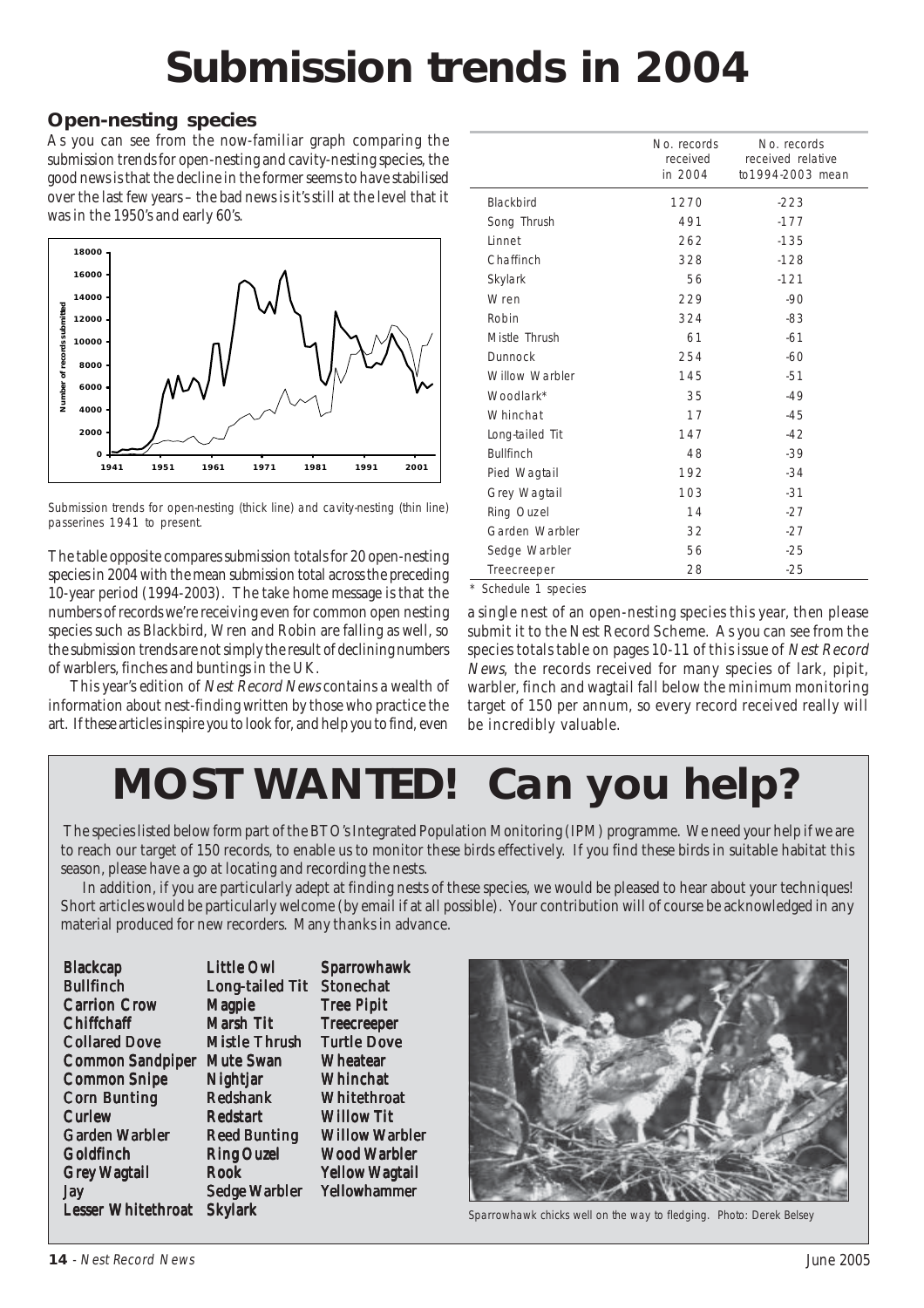# Submission trends in 2004

## Open-nesting species

As you can see from the now-familiar graph comparing the submission trends for open-nesting and cavity-nesting species, the good news is that the decline in the former seems to have stabilised over the last few years – the bad news is it's still at the level that it was in the 1950's and early 60's.

Submission trends for open-nesting (thick line) and cavity-nesting (thin line) passerines 1941 to present.

The table opposite compares submission totals for 20 open-nesting species in 2004 with the mean submission total across the preceding 10-year period (1994-2003). The take home message is that the numbers of records we're receiving even for common open nesting species such as Blackbird, Wren and Robin are falling as well, so the submission trends are not simply the result of declining numbers of warblers, finches and buntings in the UK.

This year's edition of *Nest Record News* contains a wealth of information about nest-finding written by those who practice the art. If these articles inspire you to look for, and help you to find, even a single nest of an open-nesting species this year, then please submit it to the Nest Record Scheme. As you can see from the species totals table on pages 10-11 of this issue of *Nest Record News*, the records received for many species of lark, pipit, warbler, finch and wagtail fall below the minimum monitoring target of 150 per annum, so every record received really will be incredibly valuable.

| | No. records received in 2004 | No. records received relative to1994-2003 mean |
|---|---|---|
| Blackbird | 1270 | -223 |
| Song Thrush | 491 | -177 |
| Linnet | 262 | -135 |
| Chaffinch | 328 | -128 |
| Skylark | 56 | -121 |
| Wren | 229 | -90 |
| Robin | 324 | -83 |
| Mistle Thrush | 61 | -61 |
| Dunnock | 254 | -60 |
| Willow Warbler | 145 | -51 |
| Woodlark* | 35 | -49 |
| Whinchat | 17 | -45 |
| Long-tailed Tit | 147 | -42 |
| Bullfinch | 48 | -39 |
| Pied Wagtail | 192 | -34 |
| Grey Wagtail | 103 | -31 |
| Ring Ouzel | 14 | -27 |
| Garden Warbler | 32 | -27 |
| Sedge Warbler | 56 | -25 |
| Treecreeper | 28 | -25 |

\* Schedule 1 species

# MOST WANTED! Can you help?

The species listed below form part of the BTO's Integrated Population Monitoring (IPM) programme. We need your help if we are to reach our target of 150 records, to enable us to monitor these birds effectively. If you find these birds in suitable habitat this season, please have a go at locating and recording the nests.

In addition, if you are particularly adept at finding nests of these species, we would be pleased to hear about your techniques! Short articles would be particularly welcome (by email if at all possible). Your contribution will of course be acknowledged in any material produced for new recorders. Many thanks in advance.

**Blackcap**
**Bullfinch**
**Carrion Crow**
**Chiffchaff**
**Collared Dove**
**Common Sandpiper**
**Common Snipe**
**Corn Bunting**
**Curlew**
**Garden Warbler**
**Goldfinch**
**Grey Wagtail**
**Jay**
**Lesser Whitethroat**
**Little Owl**
**Long-tailed Tit**
**Magpie**
**Marsh Tit**
**Mistle Thrush**
**Mute Swan**
**Nightjar**
**Redshank**
**Redstart**
**Reed Bunting**
**Ring Ouzel**
**Rook**
**Sedge Warbler**
**Skylark**
**Sparrowhawk**
**Stonechat**
**Tree Pipit**
**Treecreeper**
**Turtle Dove**
**Wheatear**
**Whinchat**
**Whitethroat**
**Willow Tit**
**Willow Warbler**
**Wood Warbler**
**Yellow Wagtail**
**Yellowhammer**

Sparrowhawk chicks well on the way to fledging. Photo: Derek Belsey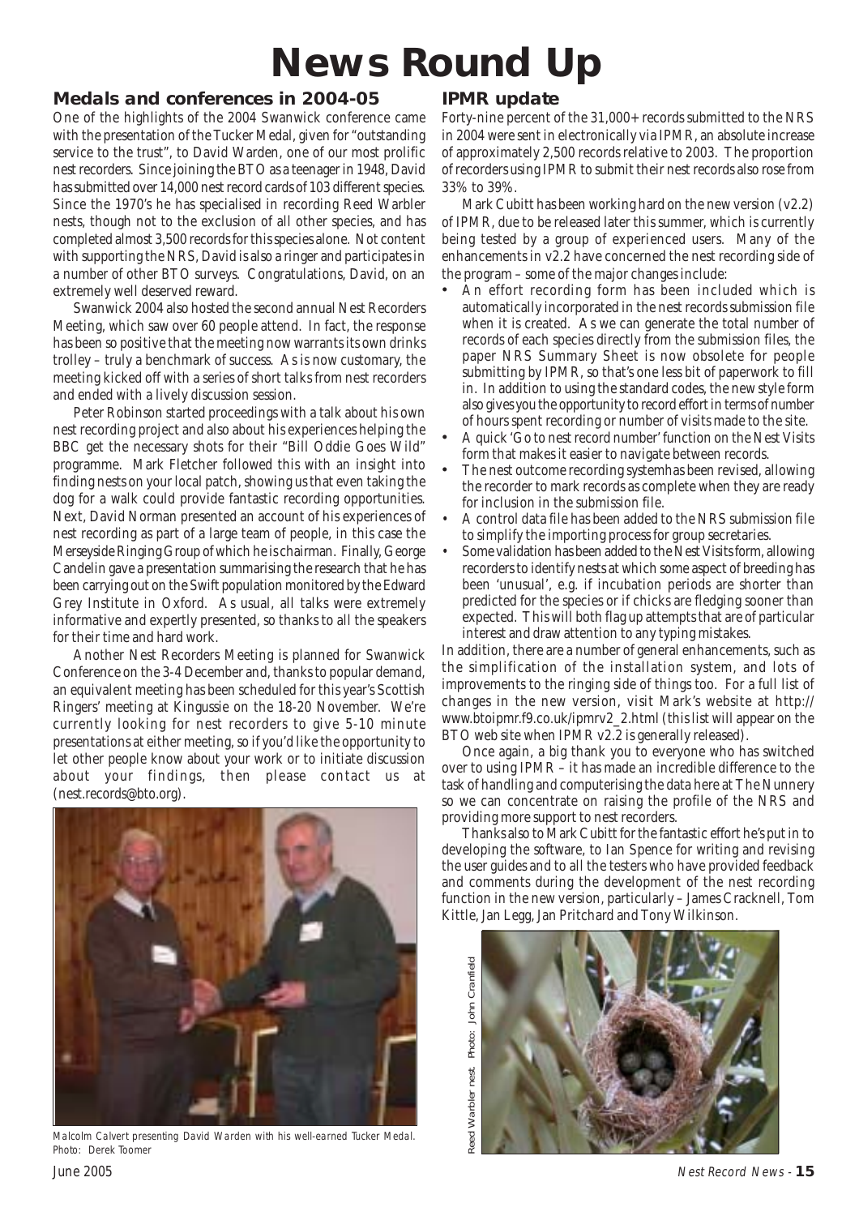# News Round Up

## Medals and conferences in 2004-05

One of the highlights of the 2004 Swanwick conference came with the presentation of the Tucker Medal, given for "outstanding service to the trust", to David Warden, one of our most prolific nest recorders. Since joining the BTO as a teenager in 1948, David has submitted over 14,000 nest record cards of 103 different species. Since the 1970's he has specialised in recording Reed Warbler nests, though not to the exclusion of all other species, and has completed almost 3,500 records for this species alone. Not content with supporting the NRS, David is also a ringer and participates in a number of other BTO surveys. Congratulations, David, on an extremely well deserved reward.

Swanwick 2004 also hosted the second annual Nest Recorders Meeting, which saw over 60 people attend. In fact, the response has been so positive that the meeting now warrants its own drinks trolley – truly a benchmark of success. As is now customary, the meeting kicked off with a series of short talks from nest recorders and ended with a lively discussion session.

Peter Robinson started proceedings with a talk about his own nest recording project and also about his experiences helping the BBC get the necessary shots for their "Bill Oddie Goes Wild" programme. Mark Fletcher followed this with an insight into finding nests on your local patch, showing us that even taking the dog for a walk could provide fantastic recording opportunities. Next, David Norman presented an account of his experiences of nest recording as part of a large team of people, in this case the Merseyside Ringing Group of which he is chairman. Finally, George Candelin gave a presentation summarising the research that he has been carrying out on the Swift population monitored by the Edward Grey Institute in Oxford. As usual, all talks were extremely informative and expertly presented, so thanks to all the speakers for their time and hard work.

Another Nest Recorders Meeting is planned for Swanwick Conference on the 3-4 December and, thanks to popular demand, an equivalent meeting has been scheduled for this year's Scottish Ringers' meeting at Kingussie on the 18-20 November. We're currently looking for nest recorders to give 5-10 minute presentations at either meeting, so if you'd like the opportunity to let other people know about your work or to initiate discussion about your findings, then please contact us at (nest.records@bto.org).

*Malcolm Calvert presenting David Warden with his well-earned Tucker Medal. Photo: Derek Toomer*

## IPMR update

Forty-nine percent of the 31,000+ records submitted to the NRS in 2004 were sent in electronically via IPMR, an absolute increase of approximately 2,500 records relative to 2003. The proportion of recorders using IPMR to submit their nest records also rose from 33% to 39%.

Mark Cubitt has been working hard on the new version (v2.2) of IPMR, due to be released later this summer, which is currently being tested by a group of experienced users. Many of the enhancements in v2.2 have concerned the nest recording side of the program – some of the major changes include:

- An effort recording form has been included which is automatically incorporated in the nest records submission file when it is created. As we can generate the total number of records of each species directly from the submission files, the paper NRS Summary Sheet is now obsolete for people submitting by IPMR, so that's one less bit of paperwork to fill in. In addition to using the standard codes, the new style form also gives you the opportunity to record effort in terms of number of hours spent recording or number of visits made to the site.
- A quick 'Go to nest record number' function on the Nest Visits form that makes it easier to navigate between records.
- The nest outcome recording systemhas been revised, allowing the recorder to mark records as complete when they are ready for inclusion in the submission file.
- A control data file has been added to the NRS submission file to simplify the importing process for group secretaries.
- Some validation has been added to the Nest Visits form, allowing recorders to identify nests at which some aspect of breeding has been 'unusual', e.g. if incubation periods are shorter than predicted for the species or if chicks are fledging sooner than expected. This will both flag up attempts that are of particular interest and draw attention to any typing mistakes.

In addition, there are a number of general enhancements, such as the simplification of the installation system, and lots of improvements to the ringing side of things too. For a full list of changes in the new version, visit Mark's website at http://www.btoipmr.f9.co.uk/ipmrv2_2.html (this list will appear on the BTO web site when IPMR v2.2 is generally released).

Once again, a big thank you to everyone who has switched over to using IPMR – it has made an incredible difference to the task of handling and computerising the data here at The Nunnery so we can concentrate on raising the profile of the NRS and providing more support to nest recorders.

Thanks also to Mark Cubitt for the fantastic effort he's put in to developing the software, to Ian Spence for writing and revising the user guides and to all the testers who have provided feedback and comments during the development of the nest recording function in the new version, particularly – James Cracknell, Tom Kittle, Jan Legg, Jan Pritchard and Tony Wilkinson.

*Reed Warbler nest. Photo: John Cranfield*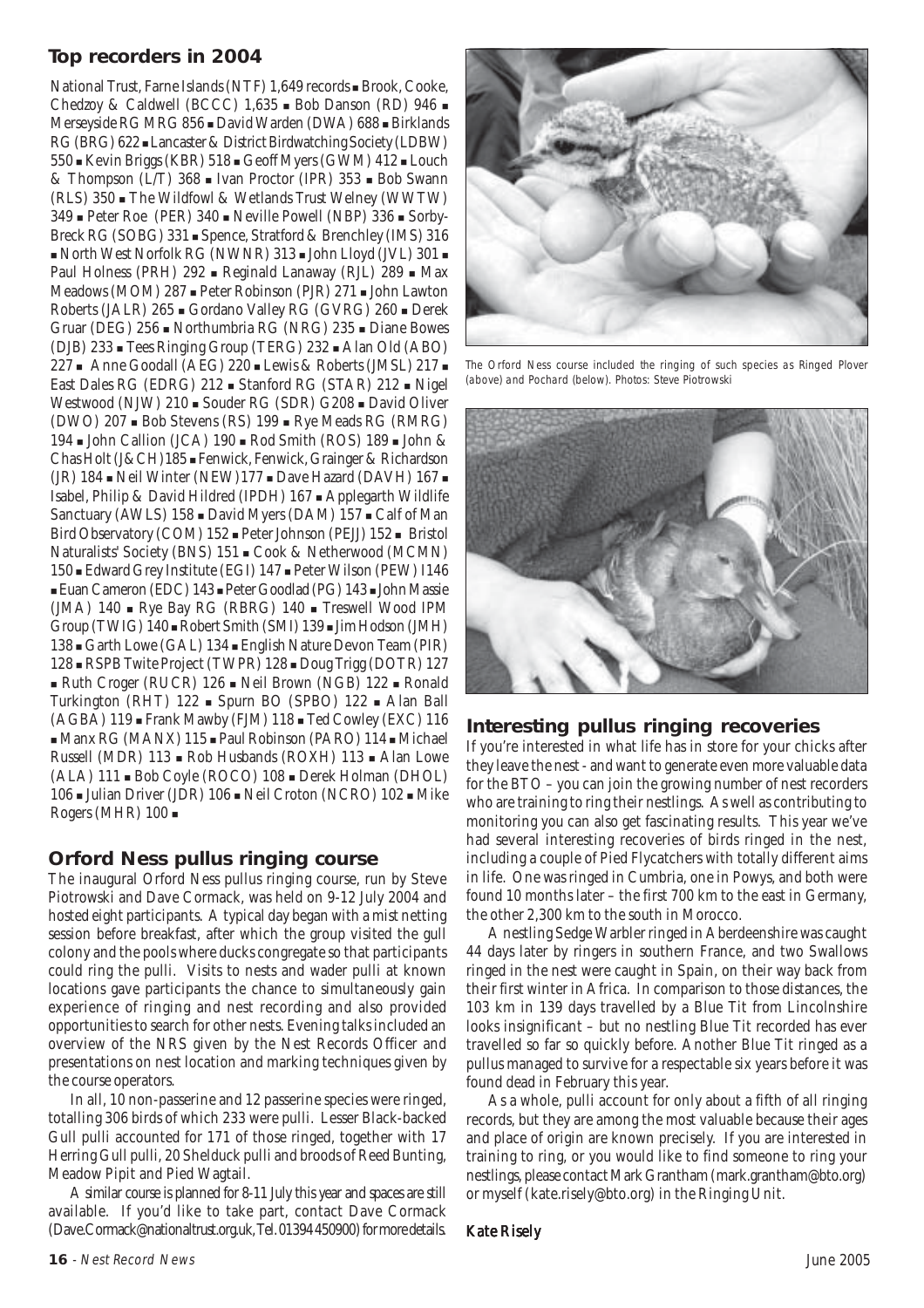## Top recorders in 2004

National Trust, Farne Islands (NTF) 1,649 records ■ Brook, Cooke, Chedzoy & Caldwell (BCCC) 1,635 ■ Bob Danson (RD) 946 ■ Merseyside RG MRG 856 ■ David Warden (DWA) 688 ■ Birklands RG (BRG) 622 ■ Lancaster & District Birdwatching Society (LDBW) 550 ■ Kevin Briggs (KBR) 518 ■ Geoff Myers (GWM) 412 ■ Louch & Thompson (L/T) 368 ■ Ivan Proctor (IPR) 353 ■ Bob Swann (RLS) 350 ■ The Wildfowl & Wetlands Trust Welney (WWTW) 349 ■ Peter Roe (PER) 340 ■ Neville Powell (NBP) 336 ■ Sorby-Breck RG (SOBG) 331 ■ Spence, Stratford & Brenchley (IMS) 316 ■ North West Norfolk RG (NWNR) 313 ■ John Lloyd (JVL) 301 ■ Paul Holness (PRH) 292 ■ Reginald Lanaway (RJL) 289 ■ Max Meadows (MOM) 287 ■ Peter Robinson (PJR) 271 ■ John Lawton Roberts (JALR) 265 ■ Gordano Valley RG (GVRG) 260 ■ Derek Gruar (DEG) 256 ■ Northumbria RG (NRG) 235 ■ Diane Bowes (DJB) 233 ■ Tees Ringing Group (TERG) 232 ■ Alan Old (ABO) 227 ■ Anne Goodall (AEG) 220 ■ Lewis & Roberts (JMSL) 217 ■ East Dales RG (EDRG) 212 ■ Stanford RG (STAR) 212 ■ Nigel Westwood (NJW) 210 ■ Souder RG (SDR) G208 ■ David Oliver (DWO) 207 ■ Bob Stevens (RS) 199 ■ Rye Meads RG (RMRG) 194 ■ John Callion (JCA) 190 ■ Rod Smith (ROS) 189 ■ John & Chas Holt (J&CH)185 ■ Fenwick, Fenwick, Grainger & Richardson (JR) 184 ■ Neil Winter (NEW)177 ■ Dave Hazard (DAVH) 167 ■ Isabel, Philip & David Hildred (IPDH) 167 ■ Applegarth Wildlife Sanctuary (AWLS) 158 ■ David Myers (DAM) 157 ■ Calf of Man Bird Observatory (COM) 152 ■ Peter Johnson (PEJJ) 152 ■ Bristol Naturalists' Society (BNS) 151 ■ Cook & Netherwood (MCMN) 150 ■ Edward Grey Institute (EGI) 147 ■ Peter Wilson (PEW) I146 ■ Euan Cameron (EDC) 143 ■ Peter Goodlad (PG) 143 ■ John Massie (JMA) 140 ■ Rye Bay RG (RBRG) 140 ■ Treswell Wood IPM Group (TWIG) 140 ■ Robert Smith (SMI) 139 ■ Jim Hodson (JMH) 138 ■ Garth Lowe (GAL) 134 ■ English Nature Devon Team (PIR) 128 ■ RSPB Twite Project (TWPR) 128 ■ Doug Trigg (DOTR) 127 ■ Ruth Croger (RUCR) 126 ■ Neil Brown (NGB) 122 ■ Ronald Turkington (RHT) 122 ■ Spurn BO (SPBO) 122 ■ Alan Ball (AGBA) 119 ■ Frank Mawby (FJM) 118 ■ Ted Cowley (EXC) 116 ■ Manx RG (MANX) 115 ■ Paul Robinson (PARO) 114 ■ Michael Russell (MDR) 113 ■ Rob Husbands (ROXH) 113 ■ Alan Lowe (ALA) 111 ■ Bob Coyle (ROCO) 108 ■ Derek Holman (DHOL) 106 ■ Julian Driver (JDR) 106 ■ Neil Croton (NCRO) 102 ■ Mike Rogers (MHR) 100 ■

## Orford Ness pullus ringing course

The inaugural Orford Ness pullus ringing course, run by Steve Piotrowski and Dave Cormack, was held on 9-12 July 2004 and hosted eight participants. A typical day began with a mist netting session before breakfast, after which the group visited the gull colony and the pools where ducks congregate so that participants could ring the pulli. Visits to nests and wader pulli at known locations gave participants the chance to simultaneously gain experience of ringing and nest recording and also provided opportunities to search for other nests. Evening talks included an overview of the NRS given by the Nest Records Officer and presentations on nest location and marking techniques given by the course operators.

In all, 10 non-passerine and 12 passerine species were ringed, totalling 306 birds of which 233 were pulli. Lesser Black-backed Gull pulli accounted for 171 of those ringed, together with 17 Herring Gull pulli, 20 Shelduck pulli and broods of Reed Bunting, Meadow Pipit and Pied Wagtail.

A similar course is planned for 8-11 July this year and spaces are still available. If you'd like to take part, contact Dave Cormack (Dave.Cormack@nationaltrust.org.uk, Tel. 01394 450900) for more details.

*The Orford Ness course included the ringing of such species as Ringed Plover (above) and Pochard (below). Photos: Steve Piotrowski*

## Interesting pullus ringing recoveries

If you're interested in what life has in store for your chicks after they leave the nest - and want to generate even more valuable data for the BTO – you can join the growing number of nest recorders who are training to ring their nestlings. As well as contributing to monitoring you can also get fascinating results. This year we've had several interesting recoveries of birds ringed in the nest, including a couple of Pied Flycatchers with totally different aims in life. One was ringed in Cumbria, one in Powys, and both were found 10 months later – the first 700 km to the east in Germany, the other 2,300 km to the south in Morocco.

A nestling Sedge Warbler ringed in Aberdeenshire was caught 44 days later by ringers in southern France, and two Swallows ringed in the nest were caught in Spain, on their way back from their first winter in Africa. In comparison to those distances, the 103 km in 139 days travelled by a Blue Tit from Lincolnshire looks insignificant – but no nestling Blue Tit recorded has ever travelled so far so quickly before. Another Blue Tit ringed as a pullus managed to survive for a respectable six years before it was found dead in February this year.

As a whole, pulli account for only about a fifth of all ringing records, but they are among the most valuable because their ages and place of origin are known precisely. If you are interested in training to ring, or you would like to find someone to ring your nestlings, please contact Mark Grantham (mark.grantham@bto.org) or myself (kate.risely@bto.org) in the Ringing Unit.

**Kate Risely**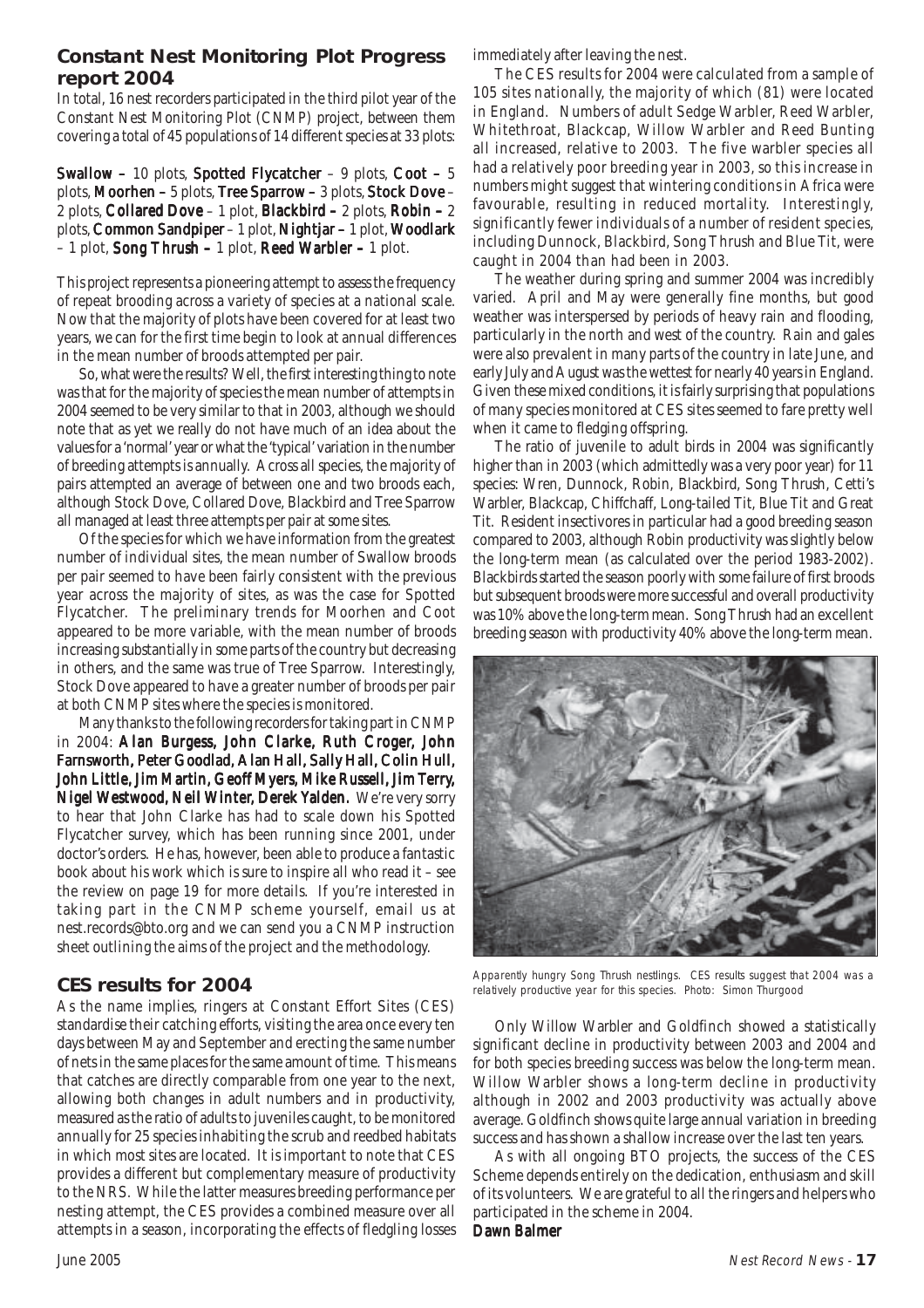## Constant Nest Monitoring Plot Progress report 2004

In total, 16 nest recorders participated in the third pilot year of the Constant Nest Monitoring Plot (CNMP) project, between them covering a total of 45 populations of 14 different species at 33 plots:

**Swallow** – 10 plots, **Spotted Flycatcher** – 9 plots, **Coot** – 5 plots, **Moorhen** – 5 plots, **Tree Sparrow** – 3 plots, **Stock Dove** – 2 plots, **Collared Dove** – 1 plot, **Blackbird** – 2 plots, **Robin** – 2 plots, **Common Sandpiper** – 1 plot, **Nightjar** – 1 plot, **Woodlark** – 1 plot, **Song Thrush** – 1 plot, **Reed Warbler** – 1 plot.

This project represents a pioneering attempt to assess the frequency of repeat brooding across a variety of species at a national scale. Now that the majority of plots have been covered for at least two years, we can for the first time begin to look at annual differences in the mean number of broods attempted per pair.

So, what were the results? Well, the first interesting thing to note was that for the majority of species the mean number of attempts in 2004 seemed to be very similar to that in 2003, although we should note that as yet we really do not have much of an idea about the values for a 'normal' year or what the 'typical' variation in the number of breeding attempts is annually. Across all species, the majority of pairs attempted an average of between one and two broods each, although Stock Dove, Collared Dove, Blackbird and Tree Sparrow all managed at least three attempts per pair at some sites.

Of the species for which we have information from the greatest number of individual sites, the mean number of Swallow broods per pair seemed to have been fairly consistent with the previous year across the majority of sites, as was the case for Spotted Flycatcher. The preliminary trends for Moorhen and Coot appeared to be more variable, with the mean number of broods increasing substantially in some parts of the country but decreasing in others, and the same was true of Tree Sparrow. Interestingly, Stock Dove appeared to have a greater number of broods per pair at both CNMP sites where the species is monitored.

Many thanks to the following recorders for taking part in CNMP in 2004: **Alan Burgess, John Clarke, Ruth Croger, John Farnsworth, Peter Goodlad, Alan Hall, Sally Hall, Colin Hull, John Little, Jim Martin, Geoff Myers, Mike Russell, Jim Terry, Nigel Westwood, Neil Winter, Derek Yalden.** We're very sorry to hear that John Clarke has had to scale down his Spotted Flycatcher survey, which has been running since 2001, under doctor's orders. He has, however, been able to produce a fantastic book about his work which is sure to inspire all who read it – see the review on page 19 for more details. If you're interested in taking part in the CNMP scheme yourself, email us at nest.records@bto.org and we can send you a CNMP instruction sheet outlining the aims of the project and the methodology.

## CES results for 2004

As the name implies, ringers at Constant Effort Sites (CES) standardise their catching efforts, visiting the area once every ten days between May and September and erecting the same number of nets in the same places for the same amount of time. This means that catches are directly comparable from one year to the next, allowing both changes in adult numbers and in productivity, measured as the ratio of adults to juveniles caught, to be monitored annually for 25 species inhabiting the scrub and reedbed habitats in which most sites are located. It is important to note that CES provides a different but complementary measure of productivity to the NRS. While the latter measures breeding performance per nesting attempt, the CES provides a combined measure over all attempts in a season, incorporating the effects of fledgling losses immediately after leaving the nest.

The CES results for 2004 were calculated from a sample of 105 sites nationally, the majority of which (81) were located in England. Numbers of adult Sedge Warbler, Reed Warbler, Whitethroat, Blackcap, Willow Warbler and Reed Bunting all increased, relative to 2003. The five warbler species all had a relatively poor breeding year in 2003, so this increase in numbers might suggest that wintering conditions in Africa were favourable, resulting in reduced mortality. Interestingly, significantly fewer individuals of a number of resident species, including Dunnock, Blackbird, Song Thrush and Blue Tit, were caught in 2004 than had been in 2003.

The weather during spring and summer 2004 was incredibly varied. April and May were generally fine months, but good weather was interspersed by periods of heavy rain and flooding, particularly in the north and west of the country. Rain and gales were also prevalent in many parts of the country in late June, and early July and August was the wettest for nearly 40 years in England. Given these mixed conditions, it is fairly surprising that populations of many species monitored at CES sites seemed to fare pretty well when it came to fledging offspring.

The ratio of juvenile to adult birds in 2004 was significantly higher than in 2003 (which admittedly was a very poor year) for 11 species: Wren, Dunnock, Robin, Blackbird, Song Thrush, Cetti's Warbler, Blackcap, Chiffchaff, Long-tailed Tit, Blue Tit and Great Tit. Resident insectivores in particular had a good breeding season compared to 2003, although Robin productivity was slightly below the long-term mean (as calculated over the period 1983-2002). Blackbirds started the season poorly with some failure of first broods but subsequent broods were more successful and overall productivity was 10% above the long-term mean. Song Thrush had an excellent breeding season with productivity 40% above the long-term mean.

*Apparently hungry Song Thrush nestlings. CES results suggest that 2004 was a relatively productive year for this species. Photo: Simon Thurgood*

Only Willow Warbler and Goldfinch showed a statistically significant decline in productivity between 2003 and 2004 and for both species breeding success was below the long-term mean. Willow Warbler shows a long-term decline in productivity although in 2002 and 2003 productivity was actually above average. Goldfinch shows quite large annual variation in breeding success and has shown a shallow increase over the last ten years.

As with all ongoing BTO projects, the success of the CES Scheme depends entirely on the dedication, enthusiasm and skill of its volunteers. We are grateful to all the ringers and helpers who participated in the scheme in 2004.

**Dawn Balmer**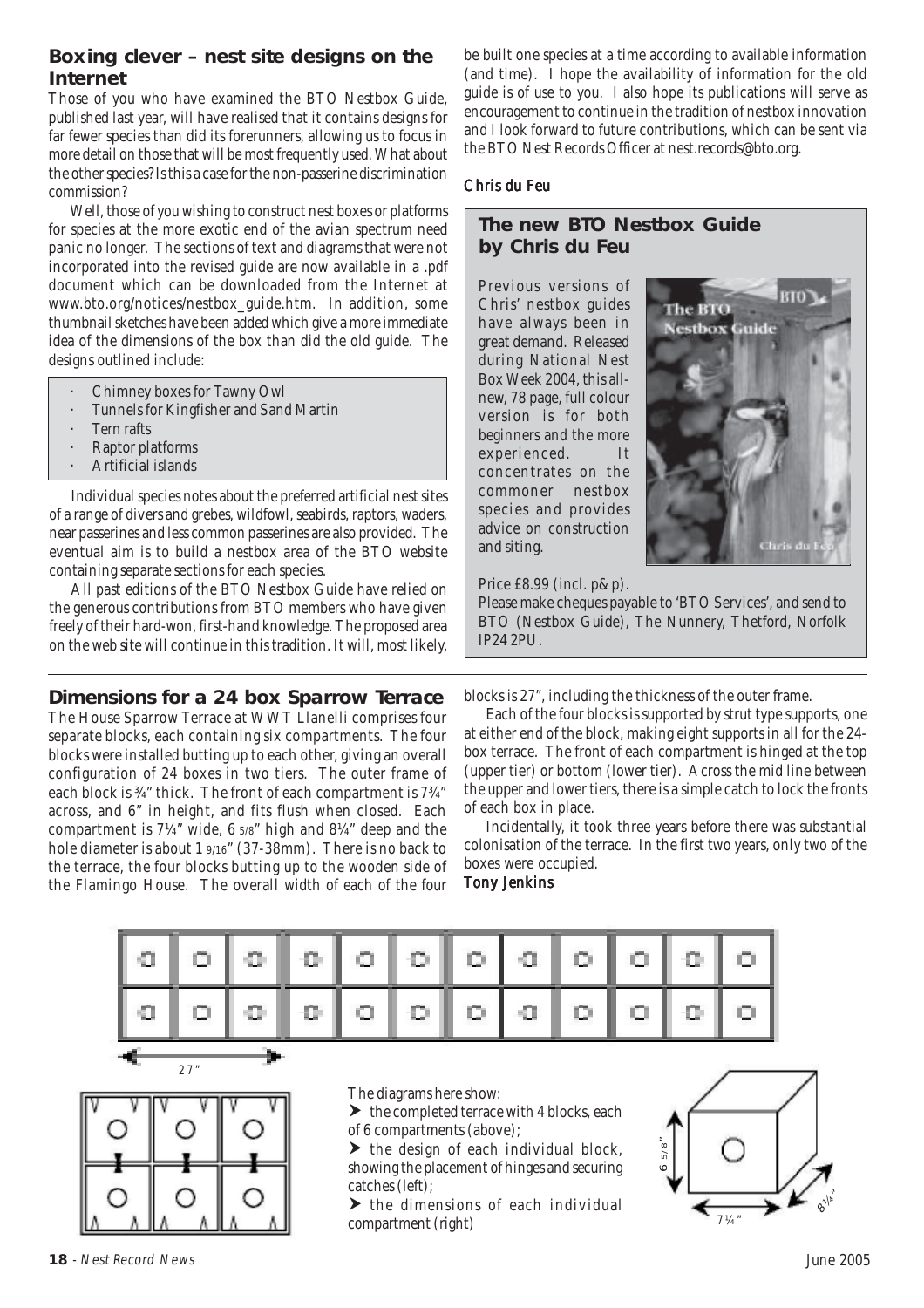## Boxing clever – nest site designs on the Internet

Those of you who have examined the BTO Nestbox Guide, published last year, will have realised that it contains designs for far fewer species than did its forerunners, allowing us to focus in more detail on those that will be most frequently used. What about the other species? Is this a case for the non-passerine discrimination commission?

Well, those of you wishing to construct nest boxes or platforms for species at the more exotic end of the avian spectrum need panic no longer. The sections of text and diagrams that were not incorporated into the revised guide are now available in a .pdf document which can be downloaded from the Internet at www.bto.org/notices/nestbox_guide.htm. In addition, some thumbnail sketches have been added which give a more immediate idea of the dimensions of the box than did the old guide. The designs outlined include:

- Chimney boxes for Tawny Owl
- Tunnels for Kingfisher and Sand Martin
- Tern rafts
- Raptor platforms
- Artificial islands

Individual species notes about the preferred artificial nest sites of a range of divers and grebes, wildfowl, seabirds, raptors, waders, near passerines and less common passerines are also provided. The eventual aim is to build a nestbox area of the BTO website containing separate sections for each species.

All past editions of the BTO Nestbox Guide have relied on the generous contributions from BTO members who have given freely of their hard-won, first-hand knowledge. The proposed area on the web site will continue in this tradition. It will, most likely, be built one species at a time according to available information (and time). I hope the availability of information for the old guide is of use to you. I also hope its publications will serve as encouragement to continue in the tradition of nestbox innovation and I look forward to future contributions, which can be sent via the BTO Nest Records Officer at nest.records@bto.org.

*Chris du Feu*

### The new BTO Nestbox Guide by Chris du Feu

Previous versions of Chris' nestbox guides have always been in great demand. Released during National Nest Box Week 2004, this all-new, 78 page, full colour version is for both beginners and the more experienced. It concentrates on the commoner nestbox species and provides advice on construction and siting.

Price £8.99 (incl. p&p).

Please make cheques payable to 'BTO Services', and send to BTO (Nestbox Guide), The Nunnery, Thetford, Norfolk IP24 2PU.

## Dimensions for a 24 box Sparrow Terrace

The House Sparrow Terrace at WWT Llanelli comprises four separate blocks, each containing six compartments. The four blocks were installed butting up to each other, giving an overall configuration of 24 boxes in two tiers. The outer frame of each block is ¾" thick. The front of each compartment is 7¾" across, and 6" in height, and fits flush when closed. Each compartment is 7¼" wide, 6 5/8" high and 8¼" deep and the hole diameter is about 1 9/16" (37-38mm). There is no back to the terrace, the four blocks butting up to the wooden side of the Flamingo House. The overall width of each of the four blocks is 27", including the thickness of the outer frame.

Each of the four blocks is supported by strut type supports, one at either end of the block, making eight supports in all for the 24-box terrace. The front of each compartment is hinged at the top (upper tier) or bottom (lower tier). Across the mid line between the upper and lower tiers, there is a simple catch to lock the fronts of each box in place.

Incidentally, it took three years before there was substantial colonisation of the terrace. In the first two years, only two of the boxes were occupied.

*Tony Jenkins*

27"

The diagrams here show:

- the completed terrace with 4 blocks, each of 6 compartments (above);
- the design of each individual block, showing the placement of hinges and securing catches (left);
- the dimensions of each individual compartment (right)

6 5/8" 8¼" 7¼"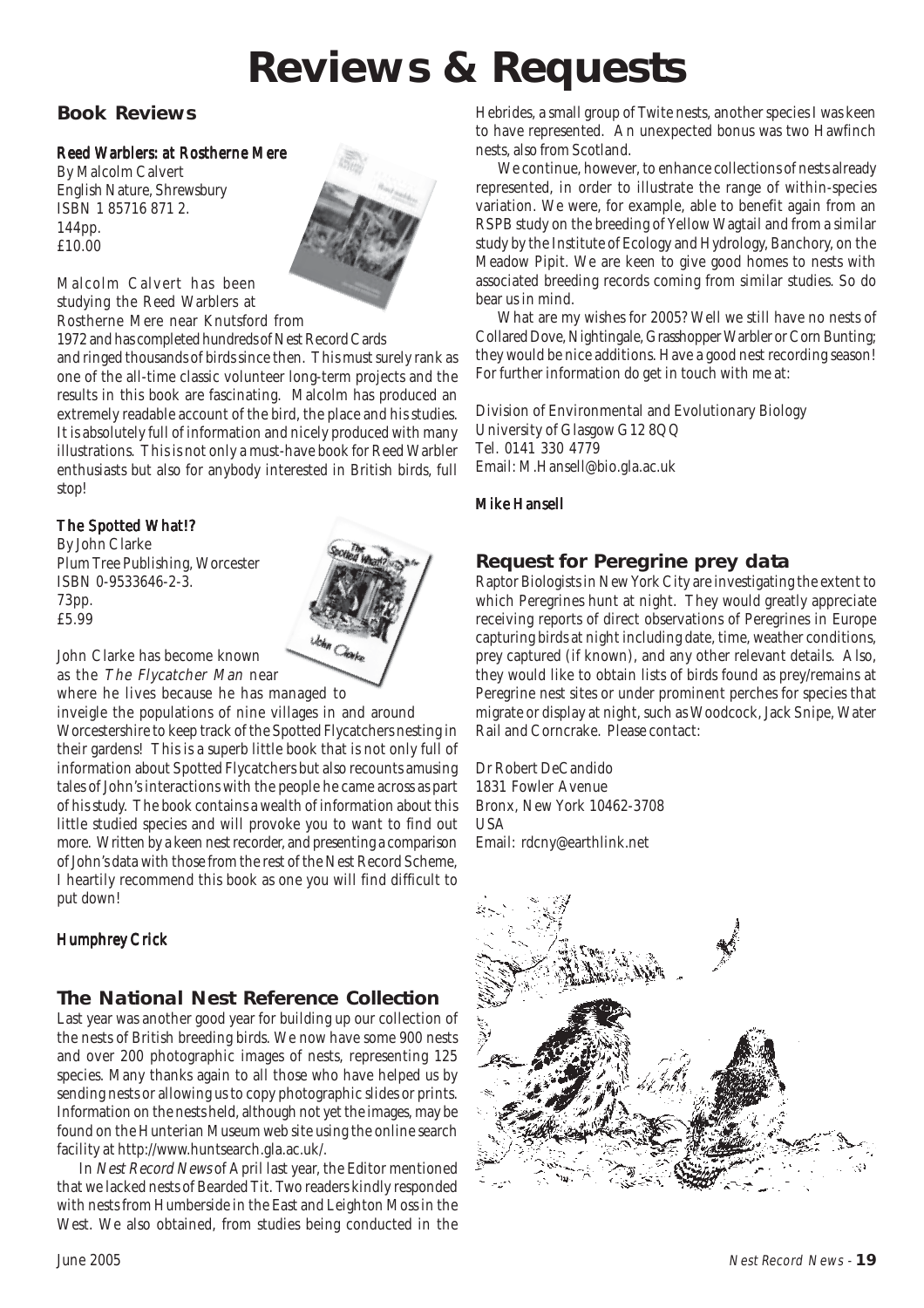# Reviews & Requests

## Book Reviews

### Reed Warblers: at Rostherne Mere

By Malcolm Calvert
English Nature, Shrewsbury
ISBN 1 85716 871 2.
144pp.
£10.00

Malcolm Calvert has been studying the Reed Warblers at Rostherne Mere near Knutsford from 1972 and has completed hundreds of Nest Record Cards and ringed thousands of birds since then. This must surely rank as one of the all-time classic volunteer long-term projects and the results in this book are fascinating. Malcolm has produced an extremely readable account of the bird, the place and his studies. It is absolutely full of information and nicely produced with many illustrations. This is not only a must-have book for Reed Warbler enthusiasts but also for anybody interested in British birds, full stop!

### The Spotted What!?

By John Clarke
Plum Tree Publishing, Worcester
ISBN 0-9533646-2-3.
73pp.
£5.99

John Clarke has become known as the *The Flycatcher Man* near where he lives because he has managed to inveigle the populations of nine villages in and around Worcestershire to keep track of the Spotted Flycatchers nesting in their gardens! This is a superb little book that is not only full of information about Spotted Flycatchers but also recounts amusing tales of John's interactions with the people he came across as part of his study. The book contains a wealth of information about this little studied species and will provoke you to want to find out more. Written by a keen nest recorder, and presenting a comparison of John's data with those from the rest of the Nest Record Scheme, I heartily recommend this book as one you will find difficult to put down!

*Humphrey Crick*

## The National Nest Reference Collection

Last year was another good year for building up our collection of the nests of British breeding birds. We now have some 900 nests and over 200 photographic images of nests, representing 125 species. Many thanks again to all those who have helped us by sending nests or allowing us to copy photographic slides or prints. Information on the nests held, although not yet the images, may be found on the Hunterian Museum web site using the online search facility at http://www.huntsearch.gla.ac.uk/.

In *Nest Record News* of April last year, the Editor mentioned that we lacked nests of Bearded Tit. Two readers kindly responded with nests from Humberside in the East and Leighton Moss in the West. We also obtained, from studies being conducted in the Hebrides, a small group of Twite nests, another species I was keen to have represented. An unexpected bonus was two Hawfinch nests, also from Scotland.

We continue, however, to enhance collections of nests already represented, in order to illustrate the range of within-species variation. We were, for example, able to benefit again from an RSPB study on the breeding of Yellow Wagtail and from a similar study by the Institute of Ecology and Hydrology, Banchory, on the Meadow Pipit. We are keen to give good homes to nests with associated breeding records coming from similar studies. So do bear us in mind.

What are my wishes for 2005? Well we still have no nests of Collared Dove, Nightingale, Grasshopper Warbler or Corn Bunting; they would be nice additions. Have a good nest recording season! For further information do get in touch with me at:

Division of Environmental and Evolutionary Biology
University of Glasgow G12 8QQ
Tel. 0141 330 4779
Email: M.Hansell@bio.gla.ac.uk

*Mike Hansell*

## Request for Peregrine prey data

Raptor Biologists in New York City are investigating the extent to which Peregrines hunt at night. They would greatly appreciate receiving reports of direct observations of Peregrines in Europe capturing birds at night including date, time, weather conditions, prey captured (if known), and any other relevant details. Also, they would like to obtain lists of birds found as prey/remains at Peregrine nest sites or under prominent perches for species that migrate or display at night, such as Woodcock, Jack Snipe, Water Rail and Corncrake. Please contact:

Dr Robert DeCandido
1831 Fowler Avenue
Bronx, New York 10462-3708
USA
Email: rdcny@earthlink.net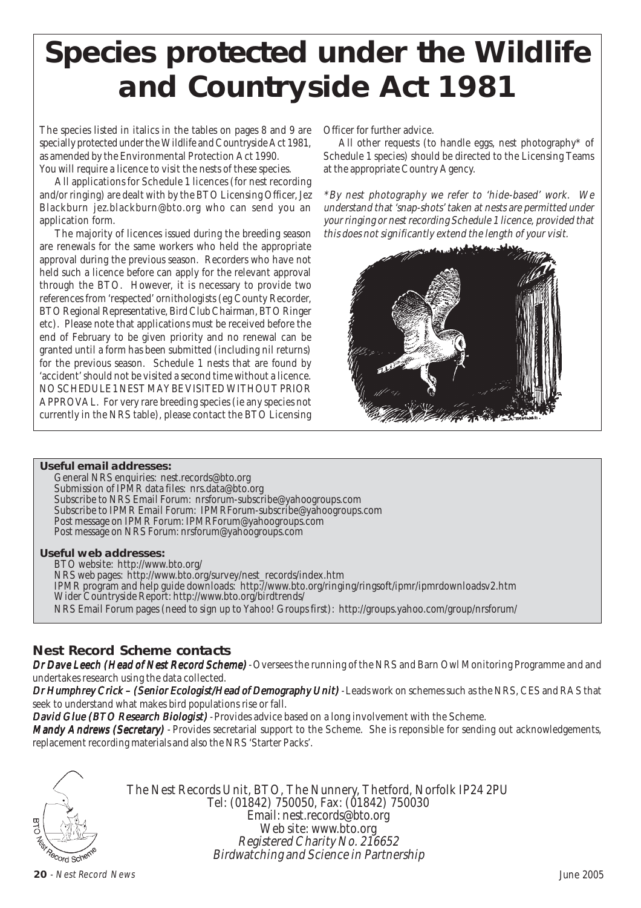# Species protected under the Wildlife and Countryside Act 1981

The species listed in italics in the tables on pages 8 and 9 are specially protected under the Wildlife and Countryside Act 1981, as amended by the Environmental Protection Act 1990. You will require a licence to visit the nests of these species.

All applications for Schedule 1 licences (for nest recording and/or ringing) are dealt with by the BTO Licensing Officer, Jez Blackburn jez.blackburn@bto.org who can send you an application form.

The majority of licences issued during the breeding season are renewals for the same workers who held the appropriate approval during the previous season. Recorders who have not held such a licence before can apply for the relevant approval through the BTO. However, it is necessary to provide two references from 'respected' ornithologists (eg County Recorder, BTO Regional Representative, Bird Club Chairman, BTO Ringer etc). Please note that applications must be received before the end of February to be given priority and no renewal can be granted until a form has been submitted (including nil returns) for the previous season. Schedule 1 nests that are found by 'accident' should not be visited a second time without a licence. NO SCHEDULE 1 NEST MAY BE VISITED WITHOUT PRIOR APPROVAL. For very rare breeding species (ie any species not currently in the NRS table), please contact the BTO Licensing Officer for further advice.

All other requests (to handle eggs, nest photography* of Schedule 1 species) should be directed to the Licensing Teams at the appropriate Country Agency.

*\*By nest photography we refer to 'hide-based' work. We understand that 'snap-shots' taken at nests are permitted under your ringing or nest recording Schedule 1 licence, provided that this does not significantly extend the length of your visit.*

**Useful email addresses:**

General NRS enquiries: nest.records@bto.org
Submission of IPMR data files: nrs.data@bto.org
Subscribe to NRS Email Forum: nrsforum-subscribe@yahoogroups.com
Subscribe to IPMR Email Forum: IPMRForum-subscribe@yahoogroups.com
Post message on IPMR Forum: IPMRForum@yahoogroups.com
Post message on NRS Forum: nrsforum@yahoogroups.com

**Useful web addresses:**

BTO website: http://www.bto.org/
NRS web pages: http://www.bto.org/survey/nest_records/index.htm
IPMR program and help guide downloads: http://www.bto.org/ringing/ringsoft/ipmr/ipmrdownloadsv2.htm
Wider Countryside Report: http://www.bto.org/birdtrends/
NRS Email Forum pages (need to sign up to Yahoo! Groups first): http://groups.yahoo.com/group/nrsforum/

## Nest Record Scheme contacts

***Dr Dave Leech (Head of Nest Record Scheme)*** - Oversees the running of the NRS and Barn Owl Monitoring Programme and and undertakes research using the data collected.

***Dr Humphrey Crick – (Senior Ecologist/Head of Demography Unit)*** - Leads work on schemes such as the NRS, CES and RAS that seek to understand what makes bird populations rise or fall.

***David Glue (BTO Research Biologist)*** - Provides advice based on a long involvement with the Scheme.

***Mandy Andrews (Secretary)*** - Provides secretarial support to the Scheme. She is reponsible for sending out acknowledgements, replacement recording materials and also the NRS 'Starter Packs'.

The Nest Records Unit, BTO, The Nunnery, Thetford, Norfolk IP24 2PU
Tel: (01842) 750050, Fax: (01842) 750030
Email: nest.records@bto.org
Web site: www.bto.org
*Registered Charity No. 216652*
*Birdwatching and Science in Partnership*